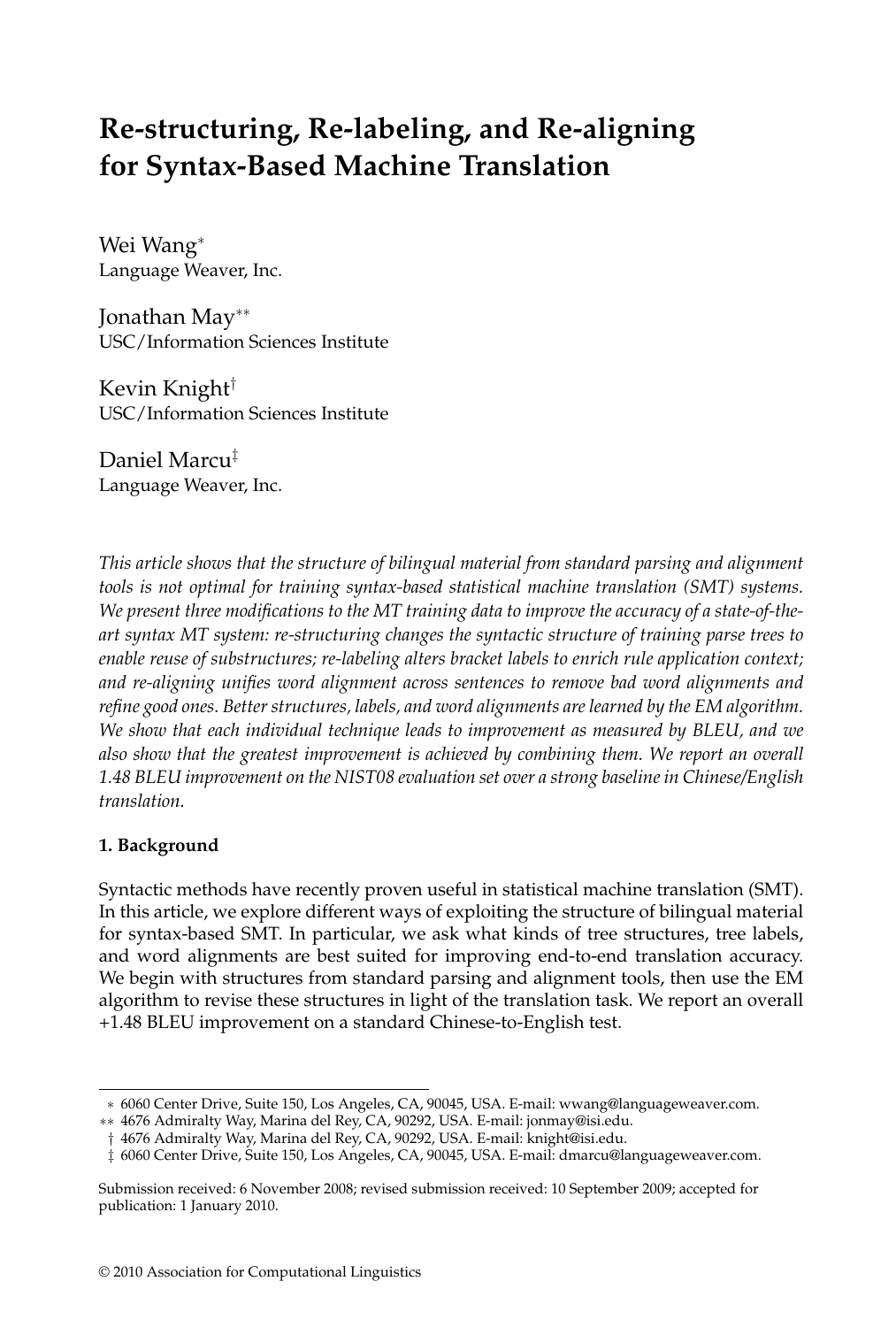# Re-structuring, Re-labeling, and Re-aligning for Syntax-Based Machine Translation

Wei Wang*
Language Weaver, Inc.

Jonathan May**
USC/Information Sciences Institute

Kevin Knight†
USC/Information Sciences Institute

Daniel Marcu‡
Language Weaver, Inc.

*This article shows that the structure of bilingual material from standard parsing and alignment tools is not optimal for training syntax-based statistical machine translation (SMT) systems. We present three modifications to the MT training data to improve the accuracy of a state-of-the-art syntax MT system: re-structuring changes the syntactic structure of training parse trees to enable reuse of substructures; re-labeling alters bracket labels to enrich rule application context; and re-aligning unifies word alignment across sentences to remove bad word alignments and refine good ones. Better structures, labels, and word alignments are learned by the EM algorithm. We show that each individual technique leads to improvement as measured by BLEU, and we also show that the greatest improvement is achieved by combining them. We report an overall 1.48 BLEU improvement on the NIST08 evaluation set over a strong baseline in Chinese/English translation.*

## 1. Background

Syntactic methods have recently proven useful in statistical machine translation (SMT). In this article, we explore different ways of exploiting the structure of bilingual material for syntax-based SMT. In particular, we ask what kinds of tree structures, tree labels, and word alignments are best suited for improving end-to-end translation accuracy. We begin with structures from standard parsing and alignment tools, then use the EM algorithm to revise these structures in light of the translation task. We report an overall +1.48 BLEU improvement on a standard Chinese-to-English test.

---

* 6060 Center Drive, Suite 150, Los Angeles, CA, 90045, USA. E-mail: wwang@languageweaver.com.
** 4676 Admiralty Way, Marina del Rey, CA, 90292, USA. E-mail: jonmay@isi.edu.
† 4676 Admiralty Way, Marina del Rey, CA, 90292, USA. E-mail: knight@isi.edu.
‡ 6060 Center Drive, Suite 150, Los Angeles, CA, 90045, USA. E-mail: dmarcu@languageweaver.com.

Submission received: 6 November 2008; revised submission received: 10 September 2009; accepted for publication: 1 January 2010.

© 2010 Association for Computational Linguistics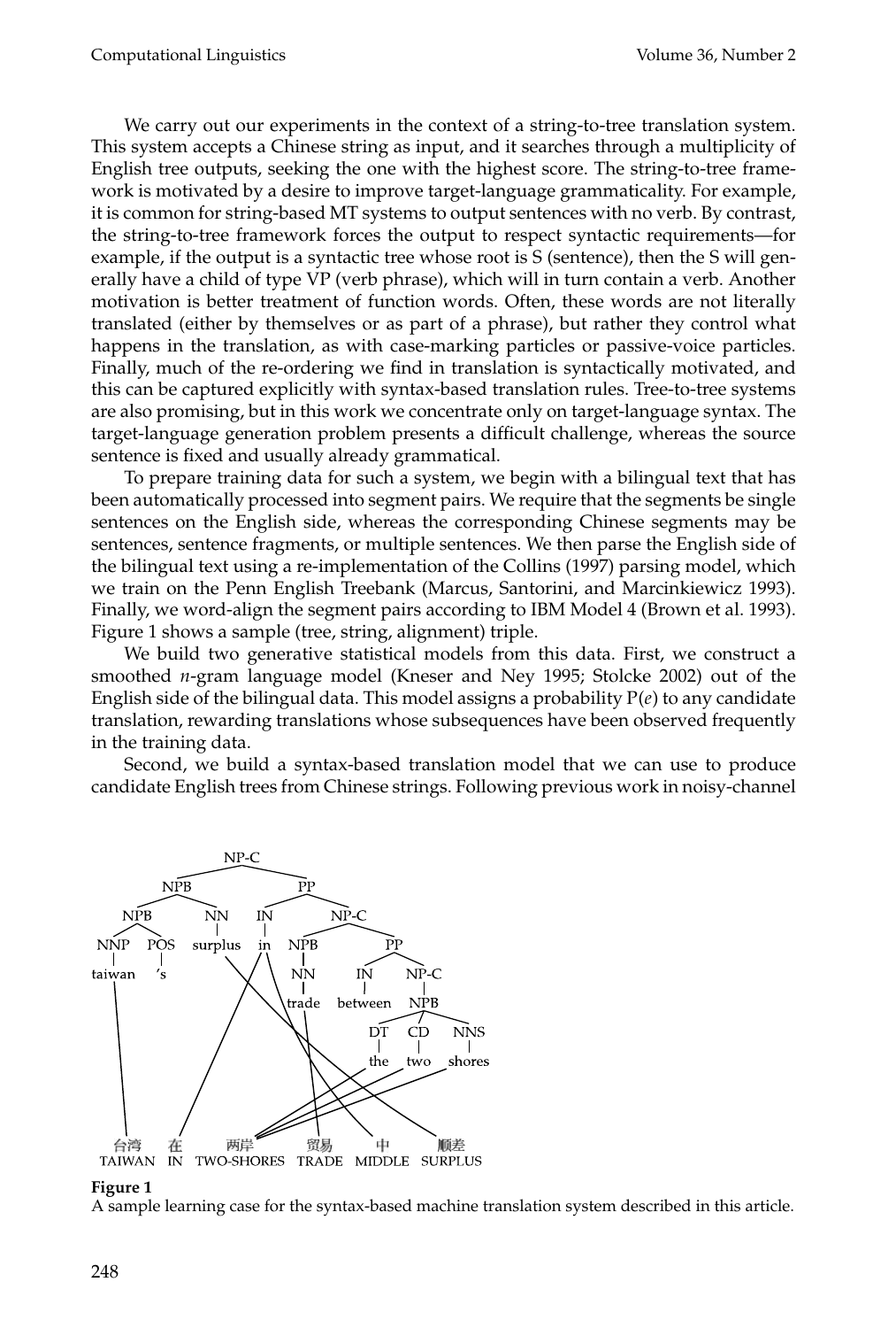We carry out our experiments in the context of a string-to-tree translation system. This system accepts a Chinese string as input, and it searches through a multiplicity of English tree outputs, seeking the one with the highest score. The string-to-tree framework is motivated by a desire to improve target-language grammaticality. For example, it is common for string-based MT systems to output sentences with no verb. By contrast, the string-to-tree framework forces the output to respect syntactic requirements—for example, if the output is a syntactic tree whose root is S (sentence), then the S will generally have a child of type VP (verb phrase), which will in turn contain a verb. Another motivation is better treatment of function words. Often, these words are not literally translated (either by themselves or as part of a phrase), but rather they control what happens in the translation, as with case-marking particles or passive-voice particles. Finally, much of the re-ordering we find in translation is syntactically motivated, and this can be captured explicitly with syntax-based translation rules. Tree-to-tree systems are also promising, but in this work we concentrate only on target-language syntax. The target-language generation problem presents a difficult challenge, whereas the source sentence is fixed and usually already grammatical.

To prepare training data for such a system, we begin with a bilingual text that has been automatically processed into segment pairs. We require that the segments be single sentences on the English side, whereas the corresponding Chinese segments may be sentences, sentence fragments, or multiple sentences. We then parse the English side of the bilingual text using a re-implementation of the Collins (1997) parsing model, which we train on the Penn English Treebank (Marcus, Santorini, and Marcinkiewicz 1993). Finally, we word-align the segment pairs according to IBM Model 4 (Brown et al. 1993). Figure 1 shows a sample (tree, string, alignment) triple.

We build two generative statistical models from this data. First, we construct a smoothed $n$-gram language model (Kneser and Ney 1995; Stolcke 2002) out of the English side of the bilingual data. This model assigns a probability $P(e)$ to any candidate translation, rewarding translations whose subsequences have been observed frequently in the training data.

Second, we build a syntax-based translation model that we can use to produce candidate English trees from Chinese strings. Following previous work in noisy-channel

NP-C
NPB
PP
NPB
NN
IN
NP-C
NNP
POS
surplus
in
NPB
PP
taiwan
's
NN
IN
NP-C
trade
between
NPB
DT
CD
NNS
the
two
shores

台湾 在 两岸 贸易 中 顺差
TAIWAN IN TWO-SHORES TRADE MIDDLE SURPLUS

**Figure 1**
A sample learning case for the syntax-based machine translation system described in this article.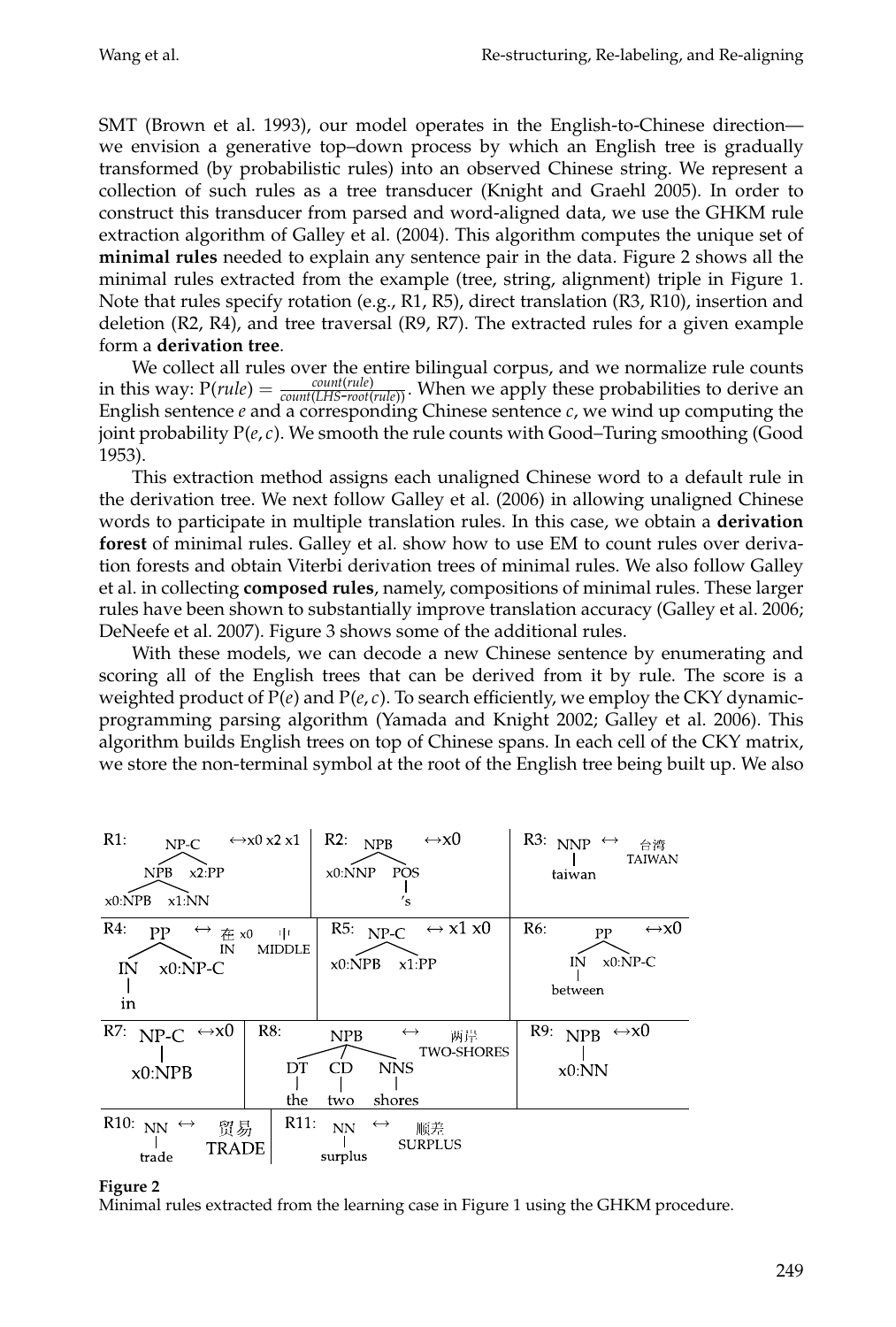SMT (Brown et al. 1993), our model operates in the English-to-Chinese direction—we envision a generative top–down process by which an English tree is gradually transformed (by probabilistic rules) into an observed Chinese string. We represent a collection of such rules as a tree transducer (Knight and Graehl 2005). In order to construct this transducer from parsed and word-aligned data, we use the GHKM rule extraction algorithm of Galley et al. (2004). This algorithm computes the unique set of **minimal rules** needed to explain any sentence pair in the data. Figure 2 shows all the minimal rules extracted from the example (tree, string, alignment) triple in Figure 1. Note that rules specify rotation (e.g., R1, R5), direct translation (R3, R10), insertion and deletion (R2, R4), and tree traversal (R9, R7). The extracted rules for a given example form a **derivation tree**.

We collect all rules over the entire bilingual corpus, and we normalize rule counts in this way: $\mathrm{P}(rule) = \frac{count(rule)}{count(LHS\text{-}root(rule))}$. When we apply these probabilities to derive an English sentence $e$ and a corresponding Chinese sentence $c$, we wind up computing the joint probability $\mathrm{P}(e, c)$. We smooth the rule counts with Good–Turing smoothing (Good 1953).

This extraction method assigns each unaligned Chinese word to a default rule in the derivation tree. We next follow Galley et al. (2006) in allowing unaligned Chinese words to participate in multiple translation rules. In this case, we obtain a **derivation forest** of minimal rules. Galley et al. show how to use EM to count rules over derivation forests and obtain Viterbi derivation trees of minimal rules. We also follow Galley et al. in collecting **composed rules**, namely, compositions of minimal rules. These larger rules have been shown to substantially improve translation accuracy (Galley et al. 2006; DeNeefe et al. 2007). Figure 3 shows some of the additional rules.

With these models, we can decode a new Chinese sentence by enumerating and scoring all of the English trees that can be derived from it by rule. The score is a weighted product of $\mathrm{P}(e)$ and $\mathrm{P}(e, c)$. To search efficiently, we employ the CKY dynamic-programming parsing algorithm (Yamada and Knight 2002; Galley et al. 2006). This algorithm builds English trees on top of Chinese spans. In each cell of the CKY matrix, we store the non-terminal symbol at the root of the English tree being built up. We also

R1: NP-C(NPB(x0:NPB x1:NN) x2:PP) ↔ x0 x2 x1
R2: NPB(x0:NNP POS('s)) ↔ x0
R3: NNP(taiwan) ↔ 台湾 TAIWAN
R4: PP(IN(in) x0:NP-C) ↔ 在 IN x0 中 MIDDLE
R5: NP-C(x0:NPB x1:PP) ↔ x1 x0
R6: PP(IN(between) x0:NP-C) ↔ x0
R7: NP-C(x0:NPB) ↔ x0
R8: NPB(DT(the) CD(two) NNS(shores)) ↔ 两岸 TWO-SHORES
R9: NPB(x0:NN) ↔ x0
R10: NN(trade) ↔ 贸易 TRADE
R11: NN(surplus) ↔ 顺差 SURPLUS

**Figure 2**
Minimal rules extracted from the learning case in Figure 1 using the GHKM procedure.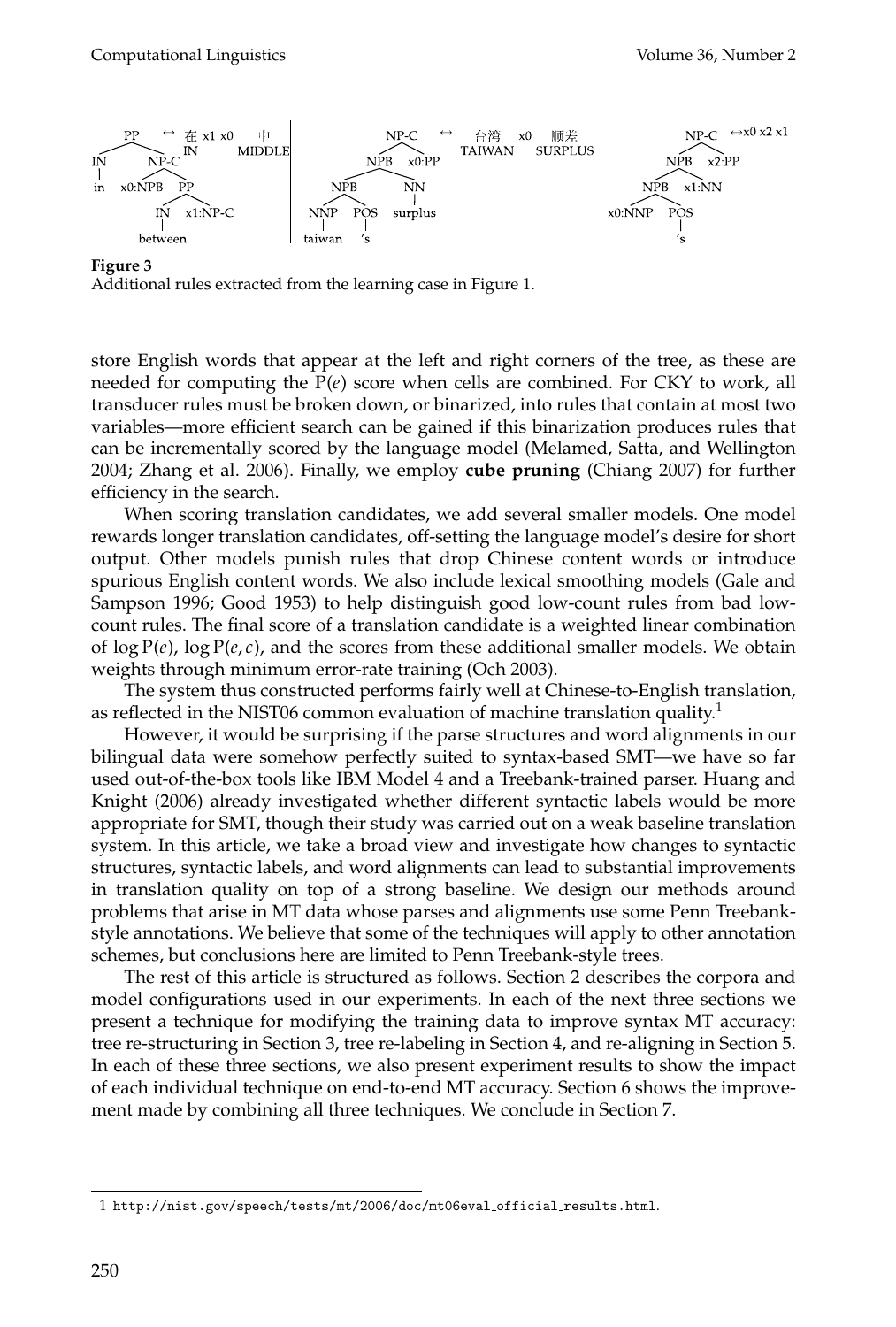**Figure 3**
Additional rules extracted from the learning case in Figure 1.

store English words that appear at the left and right corners of the tree, as these are needed for computing the P($e$) score when cells are combined. For CKY to work, all transducer rules must be broken down, or binarized, into rules that contain at most two variables—more efficient search can be gained if this binarization produces rules that can be incrementally scored by the language model (Melamed, Satta, and Wellington 2004; Zhang et al. 2006). Finally, we employ **cube pruning** (Chiang 2007) for further efficiency in the search.

When scoring translation candidates, we add several smaller models. One model rewards longer translation candidates, off-setting the language model's desire for short output. Other models punish rules that drop Chinese content words or introduce spurious English content words. We also include lexical smoothing models (Gale and Sampson 1996; Good 1953) to help distinguish good low-count rules from bad low-count rules. The final score of a translation candidate is a weighted linear combination of $\log \mathrm{P}(e)$, $\log \mathrm{P}(e, c)$, and the scores from these additional smaller models. We obtain weights through minimum error-rate training (Och 2003).

The system thus constructed performs fairly well at Chinese-to-English translation, as reflected in the NIST06 common evaluation of machine translation quality.[1]

However, it would be surprising if the parse structures and word alignments in our bilingual data were somehow perfectly suited to syntax-based SMT—we have so far used out-of-the-box tools like IBM Model 4 and a Treebank-trained parser. Huang and Knight (2006) already investigated whether different syntactic labels would be more appropriate for SMT, though their study was carried out on a weak baseline translation system. In this article, we take a broad view and investigate how changes to syntactic structures, syntactic labels, and word alignments can lead to substantial improvements in translation quality on top of a strong baseline. We design our methods around problems that arise in MT data whose parses and alignments use some Penn Treebank-style annotations. We believe that some of the techniques will apply to other annotation schemes, but conclusions here are limited to Penn Treebank-style trees.

The rest of this article is structured as follows. Section 2 describes the corpora and model configurations used in our experiments. In each of the next three sections we present a technique for modifying the training data to improve syntax MT accuracy: tree re-structuring in Section 3, tree re-labeling in Section 4, and re-aligning in Section 5. In each of these three sections, we also present experiment results to show the impact of each individual technique on end-to-end MT accuracy. Section 6 shows the improvement made by combining all three techniques. We conclude in Section 7.

[1] http://nist.gov/speech/tests/mt/2006/doc/mt06eval_official_results.html.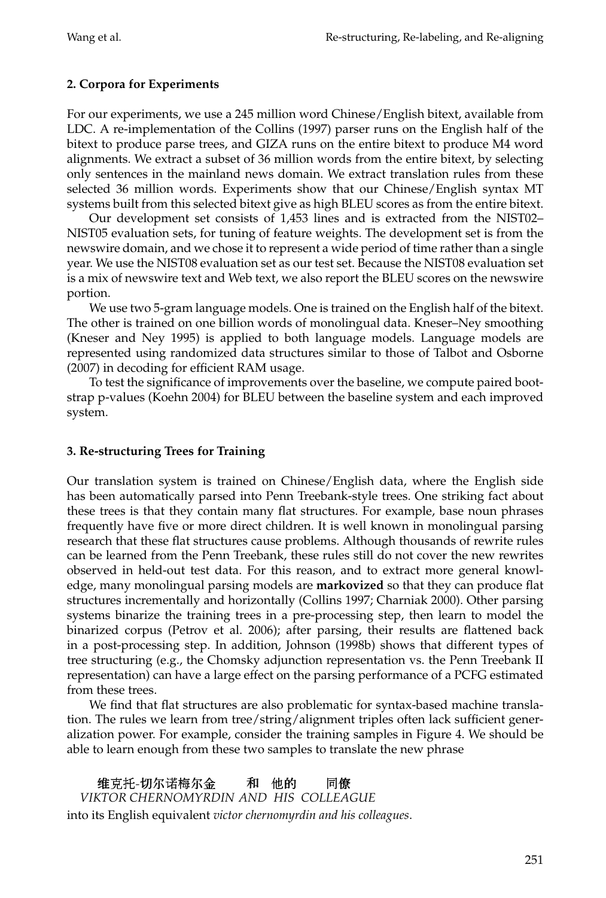## 2. Corpora for Experiments

For our experiments, we use a 245 million word Chinese/English bitext, available from LDC. A re-implementation of the Collins (1997) parser runs on the English half of the bitext to produce parse trees, and GIZA runs on the entire bitext to produce M4 word alignments. We extract a subset of 36 million words from the entire bitext, by selecting only sentences in the mainland news domain. We extract translation rules from these selected 36 million words. Experiments show that our Chinese/English syntax MT systems built from this selected bitext give as high BLEU scores as from the entire bitext.

Our development set consists of 1,453 lines and is extracted from the NIST02–NIST05 evaluation sets, for tuning of feature weights. The development set is from the newswire domain, and we chose it to represent a wide period of time rather than a single year. We use the NIST08 evaluation set as our test set. Because the NIST08 evaluation set is a mix of newswire text and Web text, we also report the BLEU scores on the newswire portion.

We use two 5-gram language models. One is trained on the English half of the bitext. The other is trained on one billion words of monolingual data. Kneser–Ney smoothing (Kneser and Ney 1995) is applied to both language models. Language models are represented using randomized data structures similar to those of Talbot and Osborne (2007) in decoding for efficient RAM usage.

To test the significance of improvements over the baseline, we compute paired bootstrap p-values (Koehn 2004) for BLEU between the baseline system and each improved system.

## 3. Re-structuring Trees for Training

Our translation system is trained on Chinese/English data, where the English side has been automatically parsed into Penn Treebank-style trees. One striking fact about these trees is that they contain many flat structures. For example, base noun phrases frequently have five or more direct children. It is well known in monolingual parsing research that these flat structures cause problems. Although thousands of rewrite rules can be learned from the Penn Treebank, these rules still do not cover the new rewrites observed in held-out test data. For this reason, and to extract more general knowledge, many monolingual parsing models are **markovized** so that they can produce flat structures incrementally and horizontally (Collins 1997; Charniak 2000). Other parsing systems binarize the training trees in a pre-processing step, then learn to model the binarized corpus (Petrov et al. 2006); after parsing, their results are flattened back in a post-processing step. In addition, Johnson (1998b) shows that different types of tree structuring (e.g., the Chomsky adjunction representation vs. the Penn Treebank II representation) can have a large effect on the parsing performance of a PCFG estimated from these trees.

We find that flat structures are also problematic for syntax-based machine translation. The rules we learn from tree/string/alignment triples often lack sufficient generalization power. For example, consider the training samples in Figure 4. We should be able to learn enough from these two samples to translate the new phrase

维克托-切尔诺梅尔金 和 他的 同僚
*VIKTOR CHERNOMYRDIN AND HIS COLLEAGUE*

into its English equivalent *victor chernomyrdin and his colleagues*.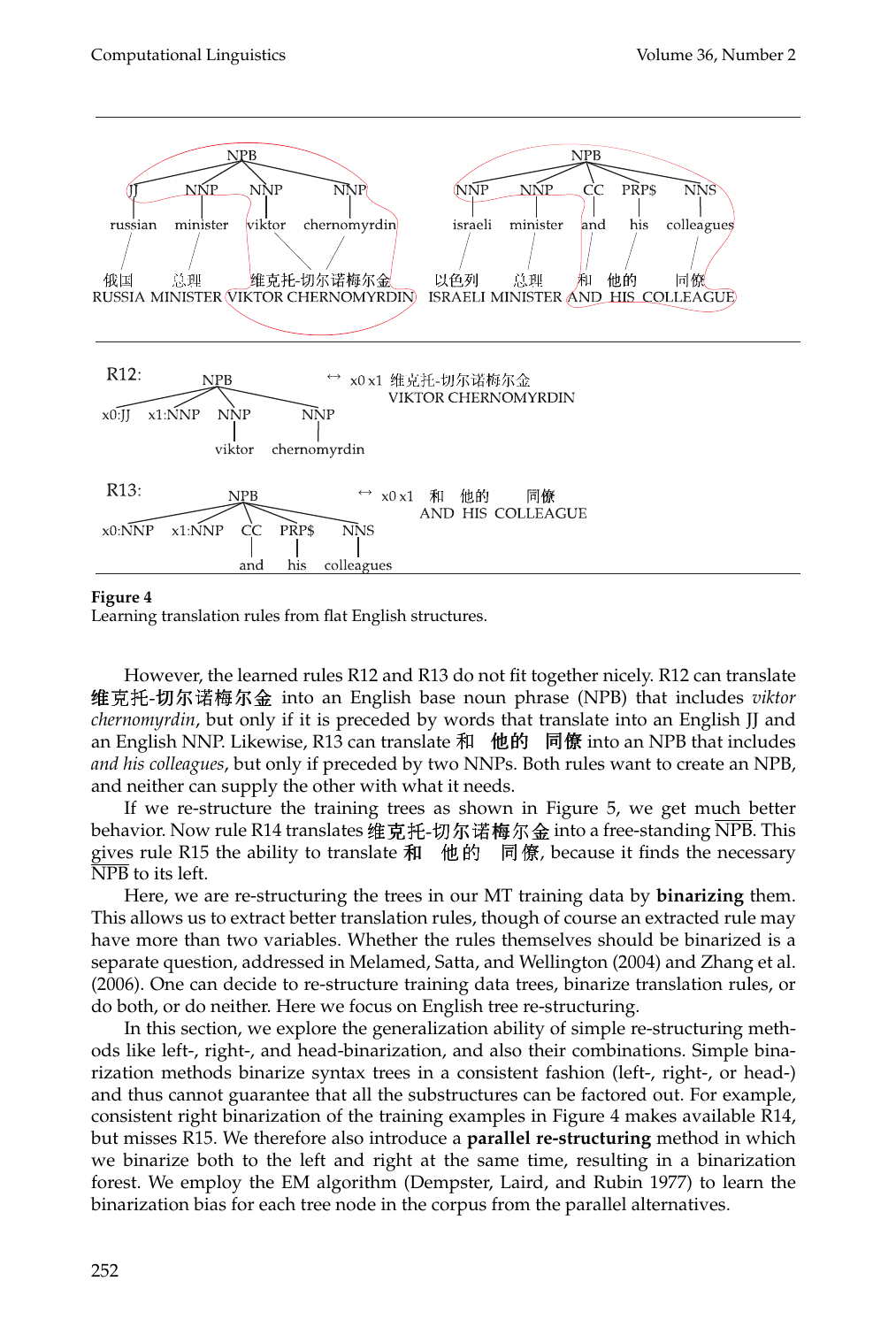**Figure 4**
Learning translation rules from flat English structures.

However, the learned rules R12 and R13 do not fit together nicely. R12 can translate 维克托-切尔诺梅尔金 into an English base noun phrase (NPB) that includes *viktor chernomyrdin*, but only if it is preceded by words that translate into an English JJ and an English NNP. Likewise, R13 can translate 和 他的 同僚 into an NPB that includes *and his colleagues*, but only if preceded by two NNPs. Both rules want to create an NPB, and neither can supply the other with what it needs.

If we re-structure the training trees as shown in Figure 5, we get much better behavior. Now rule R14 translates 维克托-切尔诺梅尔金 into a free-standing $\overline{\text{NPB}}$. This gives rule R15 the ability to translate 和 他的 同僚, because it finds the necessary $\overline{\text{NPB}}$ to its left.

Here, we are re-structuring the trees in our MT training data by **binarizing** them. This allows us to extract better translation rules, though of course an extracted rule may have more than two variables. Whether the rules themselves should be binarized is a separate question, addressed in Melamed, Satta, and Wellington (2004) and Zhang et al. (2006). One can decide to re-structure training data trees, binarize translation rules, or do both, or do neither. Here we focus on English tree re-structuring.

In this section, we explore the generalization ability of simple re-structuring methods like left-, right-, and head-binarization, and also their combinations. Simple binarization methods binarize syntax trees in a consistent fashion (left-, right-, or head-) and thus cannot guarantee that all the substructures can be factored out. For example, consistent right binarization of the training examples in Figure 4 makes available R14, but misses R15. We therefore also introduce a **parallel re-structuring** method in which we binarize both to the left and right at the same time, resulting in a binarization forest. We employ the EM algorithm (Dempster, Laird, and Rubin 1977) to learn the binarization bias for each tree node in the corpus from the parallel alternatives.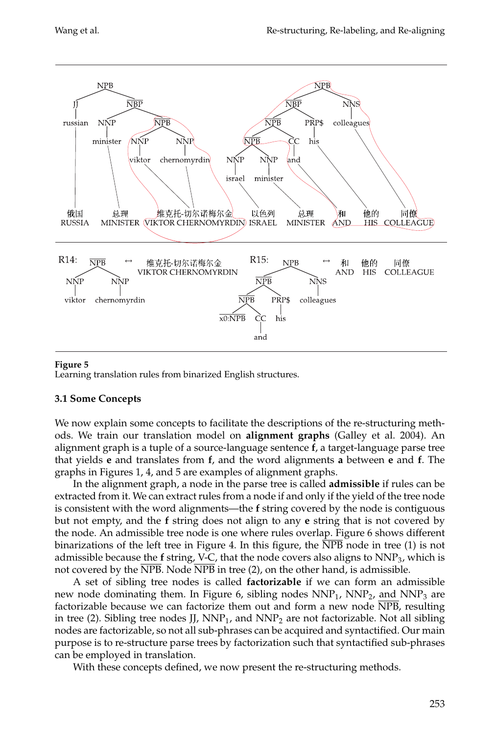**Figure 5**
Learning translation rules from binarized English structures.

### 3.1 Some Concepts

We now explain some concepts to facilitate the descriptions of the re-structuring methods. We train our translation model on **alignment graphs** (Galley et al. 2004). An alignment graph is a tuple of a source-language sentence **f**, a target-language parse tree that yields **e** and translates from **f**, and the word alignments **a** between **e** and **f**. The graphs in Figures 1, 4, and 5 are examples of alignment graphs.

In the alignment graph, a node in the parse tree is called **admissible** if rules can be extracted from it. We can extract rules from a node if and only if the yield of the tree node is consistent with the word alignments—the **f** string covered by the node is contiguous but not empty, and the **f** string does not align to any **e** string that is not covered by the node. An admissible tree node is one where rules overlap. Figure 6 shows different binarizations of the left tree in Figure 4. In this figure, the $\overline{\text{NPB}}$ node in tree (1) is not admissible because the **f** string, V-C, that the node covers also aligns to $\text{NNP}_3$, which is not covered by the $\overline{\text{NPB}}$. Node $\overline{\text{NPB}}$ in tree (2), on the other hand, is admissible.

A set of sibling tree nodes is called **factorizable** if we can form an admissible new node dominating them. In Figure 6, sibling nodes $\text{NNP}_1$, $\text{NNP}_2$, and $\text{NNP}_3$ are factorizable because we can factorize them out and form a new node $\overline{\text{NPB}}$, resulting in tree (2). Sibling tree nodes JJ, $\text{NNP}_1$, and $\text{NNP}_2$ are not factorizable. Not all sibling nodes are factorizable, so not all sub-phrases can be acquired and syntactified. Our main purpose is to re-structure parse trees by factorization such that syntactified sub-phrases can be employed in translation.

With these concepts defined, we now present the re-structuring methods.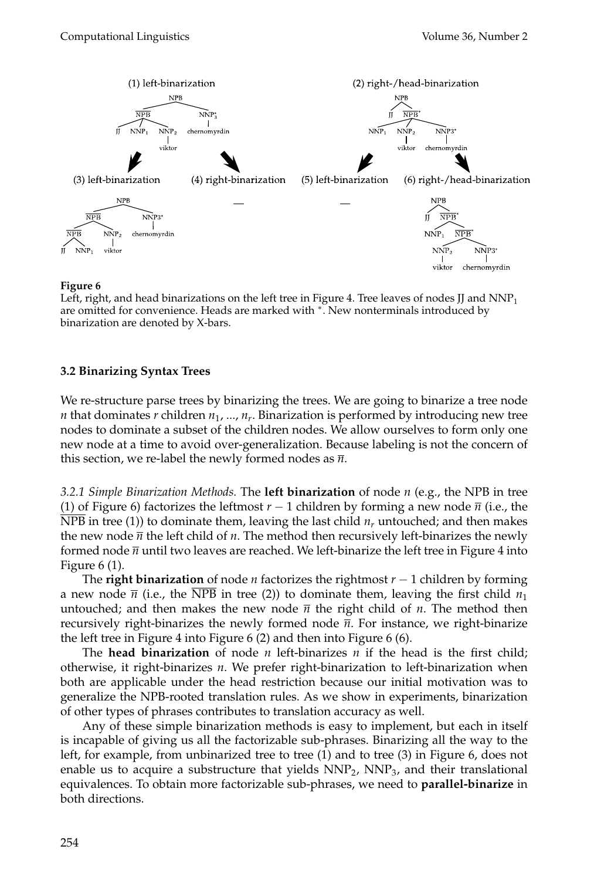**Figure 6**
Left, right, and head binarizations on the left tree in Figure 4. Tree leaves of nodes JJ and $NNP_1$ are omitted for convenience. Heads are marked with $^*$. New nonterminals introduced by binarization are denoted by X-bars.

### 3.2 Binarizing Syntax Trees

We re-structure parse trees by binarizing the trees. We are going to binarize a tree node $n$ that dominates $r$ children $n_1, ..., n_r$. Binarization is performed by introducing new tree nodes to dominate a subset of the children nodes. We allow ourselves to form only one new node at a time to avoid over-generalization. Because labeling is not the concern of this section, we re-label the newly formed nodes as $\overline{n}$.

*3.2.1 Simple Binarization Methods.* The **left binarization** of node $n$ (e.g., the NPB in tree (1) of Figure 6) factorizes the leftmost $r - 1$ children by forming a new node $\overline{n}$ (i.e., the $\overline{\text{NPB}}$ in tree (1)) to dominate them, leaving the last child $n_r$ untouched; and then makes the new node $\overline{n}$ the left child of $n$. The method then recursively left-binarizes the newly formed node $\overline{n}$ until two leaves are reached. We left-binarize the left tree in Figure 4 into Figure 6 (1).

The **right binarization** of node $n$ factorizes the rightmost $r - 1$ children by forming a new node $\overline{n}$ (i.e., the $\overline{\text{NPB}}$ in tree (2)) to dominate them, leaving the first child $n_1$ untouched; and then makes the new node $\overline{n}$ the right child of $n$. The method then recursively right-binarizes the newly formed node $\overline{n}$. For instance, we right-binarize the left tree in Figure 4 into Figure 6 (2) and then into Figure 6 (6).

The **head binarization** of node $n$ left-binarizes $n$ if the head is the first child; otherwise, it right-binarizes $n$. We prefer right-binarization to left-binarization when both are applicable under the head restriction because our initial motivation was to generalize the NPB-rooted translation rules. As we show in experiments, binarization of other types of phrases contributes to translation accuracy as well.

Any of these simple binarization methods is easy to implement, but each in itself is incapable of giving us all the factorizable sub-phrases. Binarizing all the way to the left, for example, from unbinarized tree to tree (1) and to tree (3) in Figure 6, does not enable us to acquire a substructure that yields $NNP_2$, $NNP_3$, and their translational equivalences. To obtain more factorizable sub-phrases, we need to **parallel-binarize** in both directions.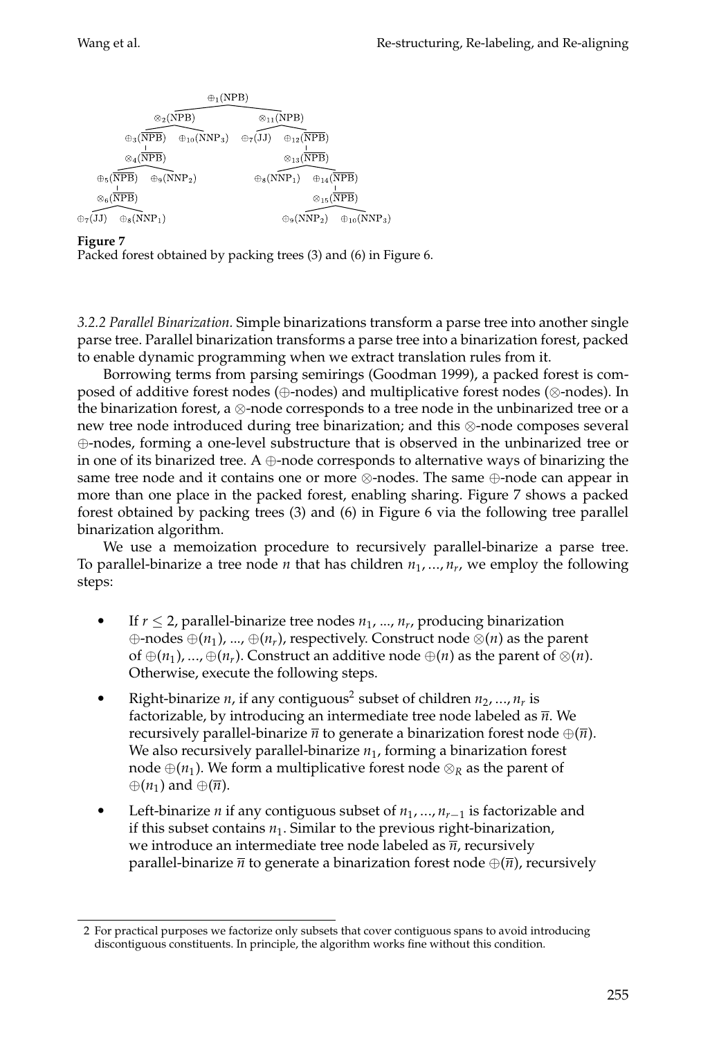$\oplus_1(\text{NPB})$

$\otimes_2(\overline{\text{NPB}})$ $\otimes_{11}(\text{NPB})$

$\oplus_3(\overline{\text{NPB}})$ $\oplus_{10}(\text{NNP}_3)$ $\oplus_7(\text{JJ})$ $\oplus_{12}(\overline{\text{NPB}})$

$\otimes_4(\overline{\text{NPB}})$ $\otimes_{13}(\overline{\text{NPB}})$

$\oplus_5(\overline{\text{NPB}})$ $\oplus_9(\text{NNP}_2)$ $\oplus_8(\text{NNP}_1)$ $\oplus_{14}(\overline{\text{NPB}})$

$\otimes_6(\overline{\text{NPB}})$ $\otimes_{15}(\overline{\text{NPB}})$

$\oplus_7(\text{JJ})$ $\oplus_8(\text{NNP}_1)$ $\oplus_9(\text{NNP}_2)$ $\oplus_{10}(\text{NNP}_3)$

**Figure 7**
Packed forest obtained by packing trees (3) and (6) in Figure 6.

*3.2.2 Parallel Binarization.* Simple binarizations transform a parse tree into another single parse tree. Parallel binarization transforms a parse tree into a binarization forest, packed to enable dynamic programming when we extract translation rules from it.

Borrowing terms from parsing semirings (Goodman 1999), a packed forest is composed of additive forest nodes ($\oplus$-nodes) and multiplicative forest nodes ($\otimes$-nodes). In the binarization forest, a $\otimes$-node corresponds to a tree node in the unbinarized tree or a new tree node introduced during tree binarization; and this $\otimes$-node composes several $\oplus$-nodes, forming a one-level substructure that is observed in the unbinarized tree or in one of its binarized tree. A $\oplus$-node corresponds to alternative ways of binarizing the same tree node and it contains one or more $\otimes$-nodes. The same $\oplus$-node can appear in more than one place in the packed forest, enabling sharing. Figure 7 shows a packed forest obtained by packing trees (3) and (6) in Figure 6 via the following tree parallel binarization algorithm.

We use a memoization procedure to recursively parallel-binarize a parse tree. To parallel-binarize a tree node $n$ that has children $n_1, ..., n_r$, we employ the following steps:

- If $r \leq 2$, parallel-binarize tree nodes $n_1$, ..., $n_r$, producing binarization $\oplus$-nodes $\oplus(n_1)$, ..., $\oplus(n_r)$, respectively. Construct node $\otimes(n)$ as the parent of $\oplus(n_1), ..., \oplus(n_r)$. Construct an additive node $\oplus(n)$ as the parent of $\otimes(n)$. Otherwise, execute the following steps.
- Right-binarize $n$, if any contiguous[2] subset of children $n_2, ..., n_r$ is factorizable, by introducing an intermediate tree node labeled as $\overline{n}$. We recursively parallel-binarize $\overline{n}$ to generate a binarization forest node $\oplus(\overline{n})$. We also recursively parallel-binarize $n_1$, forming a binarization forest node $\oplus(n_1)$. We form a multiplicative forest node $\otimes_R$ as the parent of $\oplus(n_1)$ and $\oplus(\overline{n})$.
- Left-binarize $n$ if any contiguous subset of $n_1, ..., n_{r-1}$ is factorizable and if this subset contains $n_1$. Similar to the previous right-binarization, we introduce an intermediate tree node labeled as $\overline{n}$, recursively parallel-binarize $\overline{n}$ to generate a binarization forest node $\oplus(\overline{n})$, recursively

2 For practical purposes we factorize only subsets that cover contiguous spans to avoid introducing discontiguous constituents. In principle, the algorithm works fine without this condition.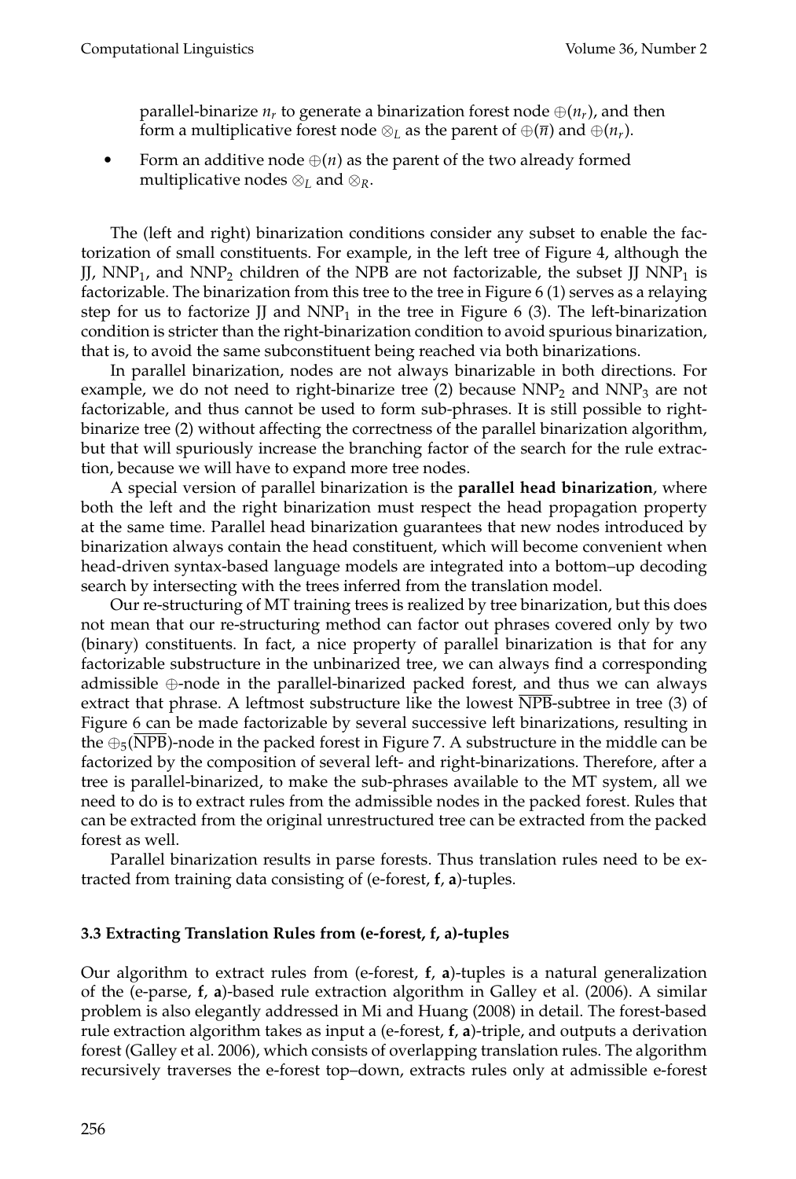parallel-binarize $n_r$ to generate a binarization forest node $\oplus(n_r)$, and then form a multiplicative forest node $\otimes_L$ as the parent of $\oplus(\overline{n})$ and $\oplus(n_r)$.

- Form an additive node $\oplus(n)$ as the parent of the two already formed multiplicative nodes $\otimes_L$ and $\otimes_R$.

The (left and right) binarization conditions consider any subset to enable the factorization of small constituents. For example, in the left tree of Figure 4, although the JJ, $NNP_1$, and $NNP_2$ children of the NPB are not factorizable, the subset JJ $NNP_1$ is factorizable. The binarization from this tree to the tree in Figure 6 (1) serves as a relaying step for us to factorize JJ and $NNP_1$ in the tree in Figure 6 (3). The left-binarization condition is stricter than the right-binarization condition to avoid spurious binarization, that is, to avoid the same subconstituent being reached via both binarizations.

In parallel binarization, nodes are not always binarizable in both directions. For example, we do not need to right-binarize tree (2) because $NNP_2$ and $NNP_3$ are not factorizable, and thus cannot be used to form sub-phrases. It is still possible to right-binarize tree (2) without affecting the correctness of the parallel binarization algorithm, but that will spuriously increase the branching factor of the search for the rule extraction, because we will have to expand more tree nodes.

A special version of parallel binarization is the **parallel head binarization**, where both the left and the right binarization must respect the head propagation property at the same time. Parallel head binarization guarantees that new nodes introduced by binarization always contain the head constituent, which will become convenient when head-driven syntax-based language models are integrated into a bottom–up decoding search by intersecting with the trees inferred from the translation model.

Our re-structuring of MT training trees is realized by tree binarization, but this does not mean that our re-structuring method can factor out phrases covered only by two (binary) constituents. In fact, a nice property of parallel binarization is that for any factorizable substructure in the unbinarized tree, we can always find a corresponding admissible $\oplus$-node in the parallel-binarized packed forest, and thus we can always extract that phrase. A leftmost substructure like the lowest $\overline{\text{NPB}}$-subtree in tree (3) of Figure 6 can be made factorizable by several successive left binarizations, resulting in the $\oplus_5(\overline{\text{NPB}})$-node in the packed forest in Figure 7. A substructure in the middle can be factorized by the composition of several left- and right-binarizations. Therefore, after a tree is parallel-binarized, to make the sub-phrases available to the MT system, all we need to do is to extract rules from the admissible nodes in the packed forest. Rules that can be extracted from the original unrestructured tree can be extracted from the packed forest as well.

Parallel binarization results in parse forests. Thus translation rules need to be extracted from training data consisting of (e-forest, **f**, **a**)-tuples.

### 3.3 Extracting Translation Rules from (e-forest, f, a)-tuples

Our algorithm to extract rules from (e-forest, **f**, **a**)-tuples is a natural generalization of the (e-parse, **f**, **a**)-based rule extraction algorithm in Galley et al. (2006). A similar problem is also elegantly addressed in Mi and Huang (2008) in detail. The forest-based rule extraction algorithm takes as input a (e-forest, **f**, **a**)-triple, and outputs a derivation forest (Galley et al. 2006), which consists of overlapping translation rules. The algorithm recursively traverses the e-forest top–down, extracts rules only at admissible e-forest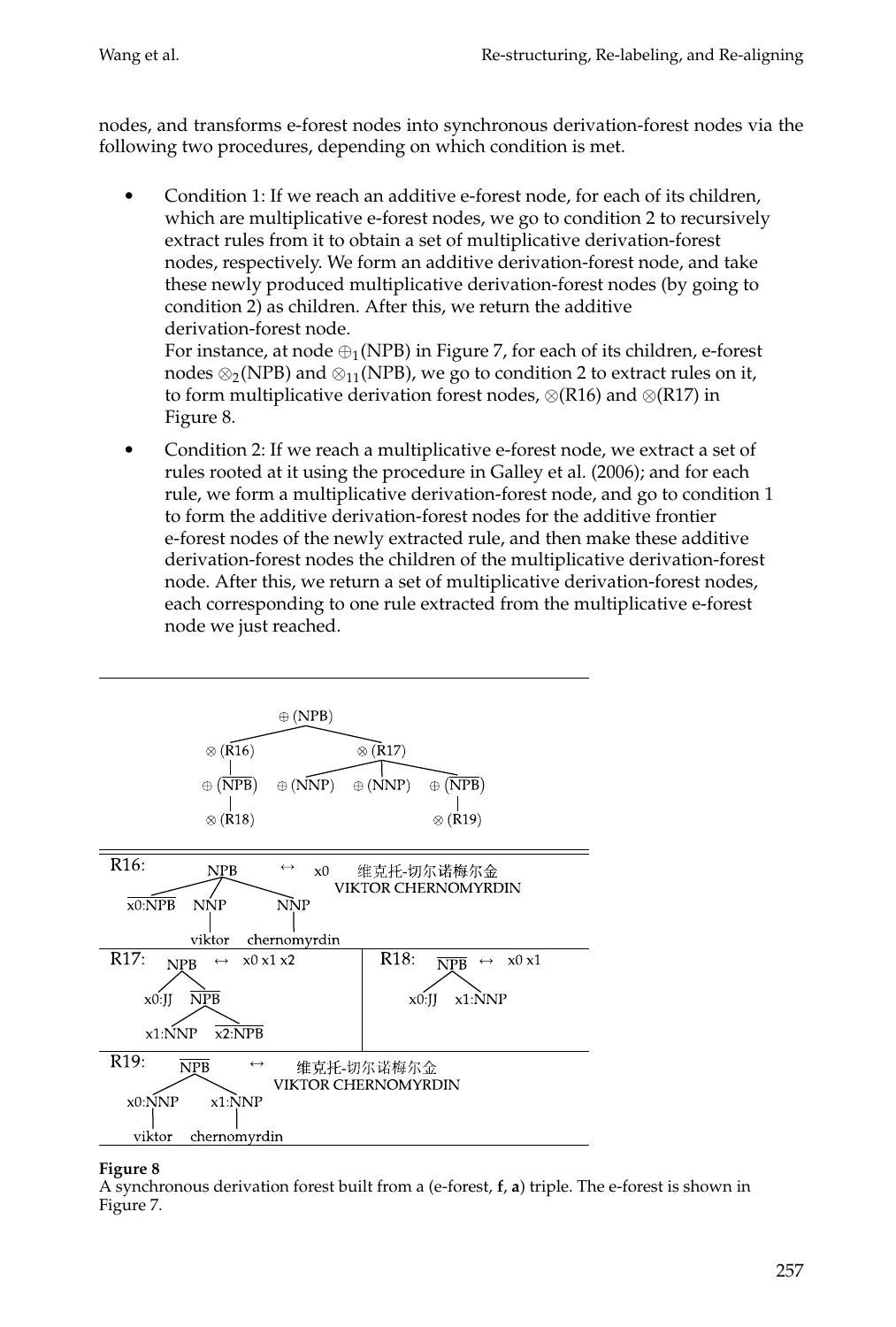nodes, and transforms e-forest nodes into synchronous derivation-forest nodes via the following two procedures, depending on which condition is met.

- Condition 1: If we reach an additive e-forest node, for each of its children, which are multiplicative e-forest nodes, we go to condition 2 to recursively extract rules from it to obtain a set of multiplicative derivation-forest nodes, respectively. We form an additive derivation-forest node, and take these newly produced multiplicative derivation-forest nodes (by going to condition 2) as children. After this, we return the additive derivation-forest node.
  For instance, at node $\oplus_1$(NPB) in Figure 7, for each of its children, e-forest nodes $\otimes_2$(NPB) and $\otimes_{11}$(NPB), we go to condition 2 to extract rules on it, to form multiplicative derivation forest nodes, $\otimes$(R16) and $\otimes$(R17) in Figure 8.
- Condition 2: If we reach a multiplicative e-forest node, we extract a set of rules rooted at it using the procedure in Galley et al. (2006); and for each rule, we form a multiplicative derivation-forest node, and go to condition 1 to form the additive derivation-forest nodes for the additive frontier e-forest nodes of the newly extracted rule, and then make these additive derivation-forest nodes the children of the multiplicative derivation-forest node. After this, we return a set of multiplicative derivation-forest nodes, each corresponding to one rule extracted from the multiplicative e-forest node we just reached.

**Figure 8**
A synchronous derivation forest built from a (e-forest, **f**, **a**) triple. The e-forest is shown in Figure 7.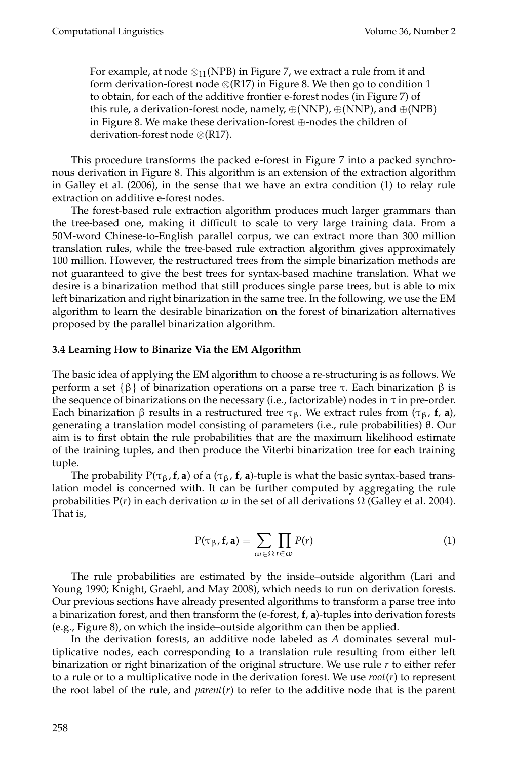For example, at node $\otimes_{11}$(NPB) in Figure 7, we extract a rule from it and form derivation-forest node $\otimes$(R17) in Figure 8. We then go to condition 1 to obtain, for each of the additive frontier e-forest nodes (in Figure 7) of this rule, a derivation-forest node, namely, $\oplus$(NNP), $\oplus$(NNP), and $\oplus(\overline{\text{NPB}})$ in Figure 8. We make these derivation-forest $\oplus$-nodes the children of derivation-forest node $\otimes$(R17).

This procedure transforms the packed e-forest in Figure 7 into a packed synchronous derivation in Figure 8. This algorithm is an extension of the extraction algorithm in Galley et al. (2006), in the sense that we have an extra condition (1) to relay rule extraction on additive e-forest nodes.

The forest-based rule extraction algorithm produces much larger grammars than the tree-based one, making it difficult to scale to very large training data. From a 50M-word Chinese-to-English parallel corpus, we can extract more than 300 million translation rules, while the tree-based rule extraction algorithm gives approximately 100 million. However, the restructured trees from the simple binarization methods are not guaranteed to give the best trees for syntax-based machine translation. What we desire is a binarization method that still produces single parse trees, but is able to mix left binarization and right binarization in the same tree. In the following, we use the EM algorithm to learn the desirable binarization on the forest of binarization alternatives proposed by the parallel binarization algorithm.

### 3.4 Learning How to Binarize Via the EM Algorithm

The basic idea of applying the EM algorithm to choose a re-structuring is as follows. We perform a set $\{\beta\}$ of binarization operations on a parse tree $\tau$. Each binarization $\beta$ is the sequence of binarizations on the necessary (i.e., factorizable) nodes in $\tau$ in pre-order. Each binarization $\beta$ results in a restructured tree $\tau_\beta$. We extract rules from $(\tau_\beta, \mathbf{f}, \mathbf{a})$, generating a translation model consisting of parameters (i.e., rule probabilities) $\theta$. Our aim is to first obtain the rule probabilities that are the maximum likelihood estimate of the training tuples, and then produce the Viterbi binarization tree for each training tuple.

The probability $\mathrm{P}(\tau_\beta, \mathbf{f}, \mathbf{a})$ of a $(\tau_\beta, \mathbf{f}, \mathbf{a})$-tuple is what the basic syntax-based translation model is concerned with. It can be further computed by aggregating the rule probabilities $P(r)$ in each derivation $\omega$ in the set of all derivations $\Omega$ (Galley et al. 2004). That is,

$$\mathrm{P}(\tau_\beta, \mathbf{f}, \mathbf{a}) = \sum_{\omega \in \Omega} \prod_{r \in \omega} P(r) \tag{1}$$

The rule probabilities are estimated by the inside–outside algorithm (Lari and Young 1990; Knight, Graehl, and May 2008), which needs to run on derivation forests. Our previous sections have already presented algorithms to transform a parse tree into a binarization forest, and then transform the (e-forest, $\mathbf{f}$, $\mathbf{a}$)-tuples into derivation forests (e.g., Figure 8), on which the inside–outside algorithm can then be applied.

In the derivation forests, an additive node labeled as $A$ dominates several multiplicative nodes, each corresponding to a translation rule resulting from either left binarization or right binarization of the original structure. We use rule $r$ to either refer to a rule or to a multiplicative node in the derivation forest. We use $root(r)$ to represent the root label of the rule, and $parent(r)$ to refer to the additive node that is the parent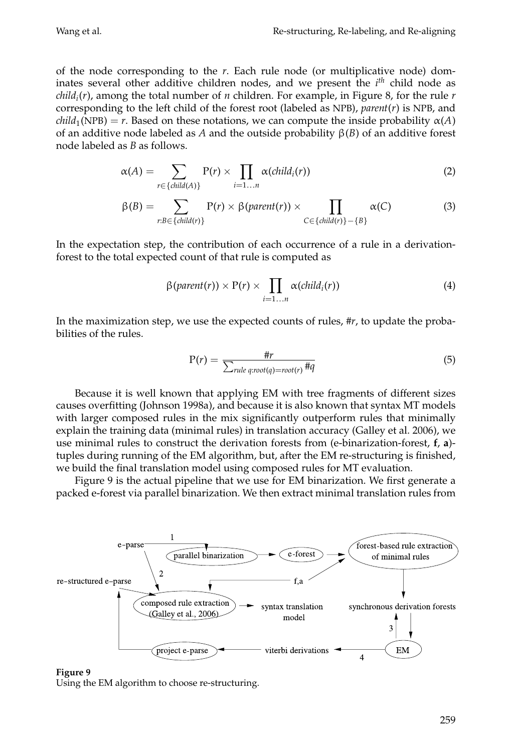of the node corresponding to the $r$. Each rule node (or multiplicative node) dominates several other additive children nodes, and we present the $i^{th}$ child node as $child_i(r)$, among the total number of $n$ children. For example, in Figure 8, for the rule $r$ corresponding to the left child of the forest root (labeled as NPB), $parent(r)$ is NPB, and $child_1(\text{NPB}) = r$. Based on these notations, we can compute the inside probability $\alpha(A)$ of an additive node labeled as $A$ and the outside probability $\beta(B)$ of an additive forest node labeled as $B$ as follows.

$$\alpha(A) = \sum_{r \in \{child(A)\}} \text{P}(r) \times \prod_{i=1 \ldots n} \alpha(child_i(r)) \tag{2}$$

$$\beta(B) = \sum_{r: B \in \{child(r)\}} \text{P}(r) \times \beta(parent(r)) \times \prod_{C \in \{child(r)\} - \{B\}} \alpha(C) \tag{3}$$

In the expectation step, the contribution of each occurrence of a rule in a derivation-forest to the total expected count of that rule is computed as

$$\beta(parent(r)) \times \text{P}(r) \times \prod_{i=1 \ldots n} \alpha(child_i(r)) \tag{4}$$

In the maximization step, we use the expected counts of rules, $\#r$, to update the probabilities of the rules.

$$\text{P}(r) = \frac{\#r}{\sum_{rule\ q: root(q) = root(r)} \#q} \tag{5}$$

Because it is well known that applying EM with tree fragments of different sizes causes overfitting (Johnson 1998a), and because it is also known that syntax MT models with larger composed rules in the mix significantly outperform rules that minimally explain the training data (minimal rules) in translation accuracy (Galley et al. 2006), we use minimal rules to construct the derivation forests from (e-binarization-forest, **f**, **a**)-tuples during running of the EM algorithm, but, after the EM re-structuring is finished, we build the final translation model using composed rules for MT evaluation.

Figure 9 is the actual pipeline that we use for EM binarization. We first generate a packed e-forest via parallel binarization. We then extract minimal translation rules from

**Figure 9**
Using the EM algorithm to choose re-structuring.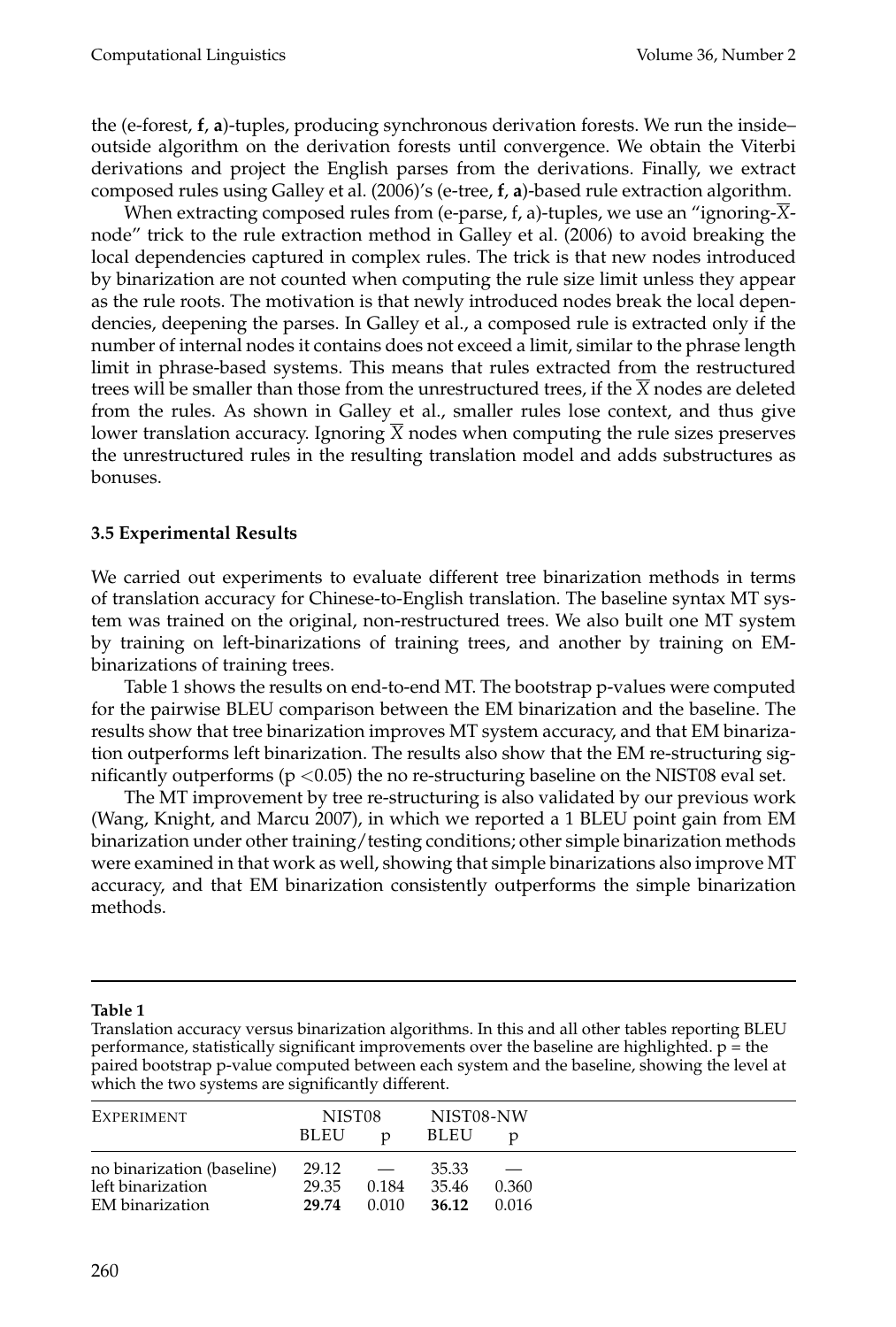the (e-forest, **f**, **a**)-tuples, producing synchronous derivation forests. We run the inside–outside algorithm on the derivation forests until convergence. We obtain the Viterbi derivations and project the English parses from the derivations. Finally, we extract composed rules using Galley et al. (2006)'s (e-tree, **f**, **a**)-based rule extraction algorithm.

When extracting composed rules from (e-parse, f, a)-tuples, we use an "ignoring-$\overline{X}$-node" trick to the rule extraction method in Galley et al. (2006) to avoid breaking the local dependencies captured in complex rules. The trick is that new nodes introduced by binarization are not counted when computing the rule size limit unless they appear as the rule roots. The motivation is that newly introduced nodes break the local dependencies, deepening the parses. In Galley et al., a composed rule is extracted only if the number of internal nodes it contains does not exceed a limit, similar to the phrase length limit in phrase-based systems. This means that rules extracted from the restructured trees will be smaller than those from the unrestructured trees, if the $\overline{X}$ nodes are deleted from the rules. As shown in Galley et al., smaller rules lose context, and thus give lower translation accuracy. Ignoring $\overline{X}$ nodes when computing the rule sizes preserves the unrestructured rules in the resulting translation model and adds substructures as bonuses.

### 3.5 Experimental Results

We carried out experiments to evaluate different tree binarization methods in terms of translation accuracy for Chinese-to-English translation. The baseline syntax MT system was trained on the original, non-restructured trees. We also built one MT system by training on left-binarizations of training trees, and another by training on EM-binarizations of training trees.

Table 1 shows the results on end-to-end MT. The bootstrap p-values were computed for the pairwise BLEU comparison between the EM binarization and the baseline. The results show that tree binarization improves MT system accuracy, and that EM binarization outperforms left binarization. The results also show that the EM re-structuring significantly outperforms ($p < 0.05$) the no re-structuring baseline on the NIST08 eval set.

The MT improvement by tree re-structuring is also validated by our previous work (Wang, Knight, and Marcu 2007), in which we reported a 1 BLEU point gain from EM binarization under other training/testing conditions; other simple binarization methods were examined in that work as well, showing that simple binarizations also improve MT accuracy, and that EM binarization consistently outperforms the simple binarization methods.

**Table 1**

Translation accuracy versus binarization algorithms. In this and all other tables reporting BLEU performance, statistically significant improvements over the baseline are highlighted. p = the paired bootstrap p-value computed between each system and the baseline, showing the level at which the two systems are significantly different.

| EXPERIMENT | NIST08 | | NIST08-NW | |
|---|---|---|---|---|
| | BLEU | p | BLEU | p |
| no binarization (baseline) | 29.12 | — | 35.33 | — |
| left binarization | 29.35 | 0.184 | 35.46 | 0.360 |
| EM binarization | **29.74** | 0.010 | **36.12** | 0.016 |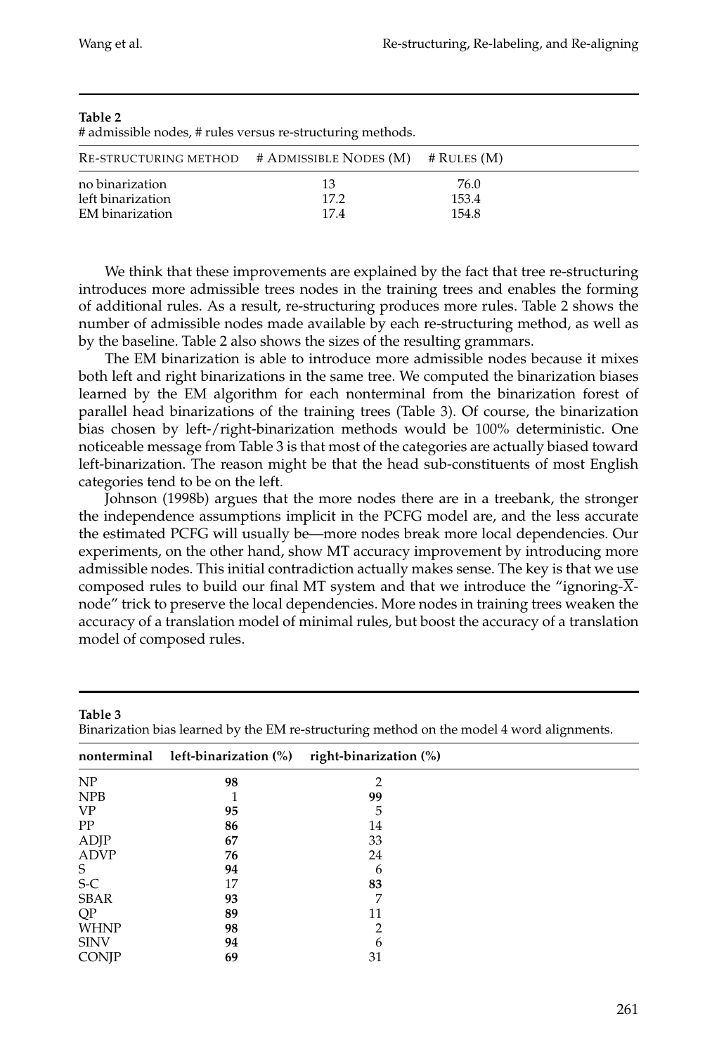**Table 2**
# admissible nodes, # rules versus re-structuring methods.

| RE-STRUCTURING METHOD | # ADMISSIBLE NODES (M) | # RULES (M) |
|---|---|---|
| no binarization | 13 | 76.0 |
| left binarization | 17.2 | 153.4 |
| EM binarization | 17.4 | 154.8 |

We think that these improvements are explained by the fact that tree re-structuring introduces more admissible trees nodes in the training trees and enables the forming of additional rules. As a result, re-structuring produces more rules. Table 2 shows the number of admissible nodes made available by each re-structuring method, as well as by the baseline. Table 2 also shows the sizes of the resulting grammars.

The EM binarization is able to introduce more admissible nodes because it mixes both left and right binarizations in the same tree. We computed the binarization biases learned by the EM algorithm for each nonterminal from the binarization forest of parallel head binarizations of the training trees (Table 3). Of course, the binarization bias chosen by left-/right-binarization methods would be 100% deterministic. One noticeable message from Table 3 is that most of the categories are actually biased toward left-binarization. The reason might be that the head sub-constituents of most English categories tend to be on the left.

Johnson (1998b) argues that the more nodes there are in a treebank, the stronger the independence assumptions implicit in the PCFG model are, and the less accurate the estimated PCFG will usually be—more nodes break more local dependencies. Our experiments, on the other hand, show MT accuracy improvement by introducing more admissible nodes. This initial contradiction actually makes sense. The key is that we use composed rules to build our final MT system and that we introduce the "ignoring-$\overline{X}$-node" trick to preserve the local dependencies. More nodes in training trees weaken the accuracy of a translation model of minimal rules, but boost the accuracy of a translation model of composed rules.

**Table 3**
Binarization bias learned by the EM re-structuring method on the model 4 word alignments.

| nonterminal | left-binarization (%) | right-binarization (%) |
|---|---|---|
| NP | **98** | 2 |
| NPB | 1 | **99** |
| VP | **95** | 5 |
| PP | **86** | 14 |
| ADJP | **67** | 33 |
| ADVP | **76** | 24 |
| S | **94** | 6 |
| S-C | 17 | **83** |
| SBAR | **93** | 7 |
| QP | **89** | 11 |
| WHNP | **98** | 2 |
| SINV | **94** | 6 |
| CONJP | **69** | 31 |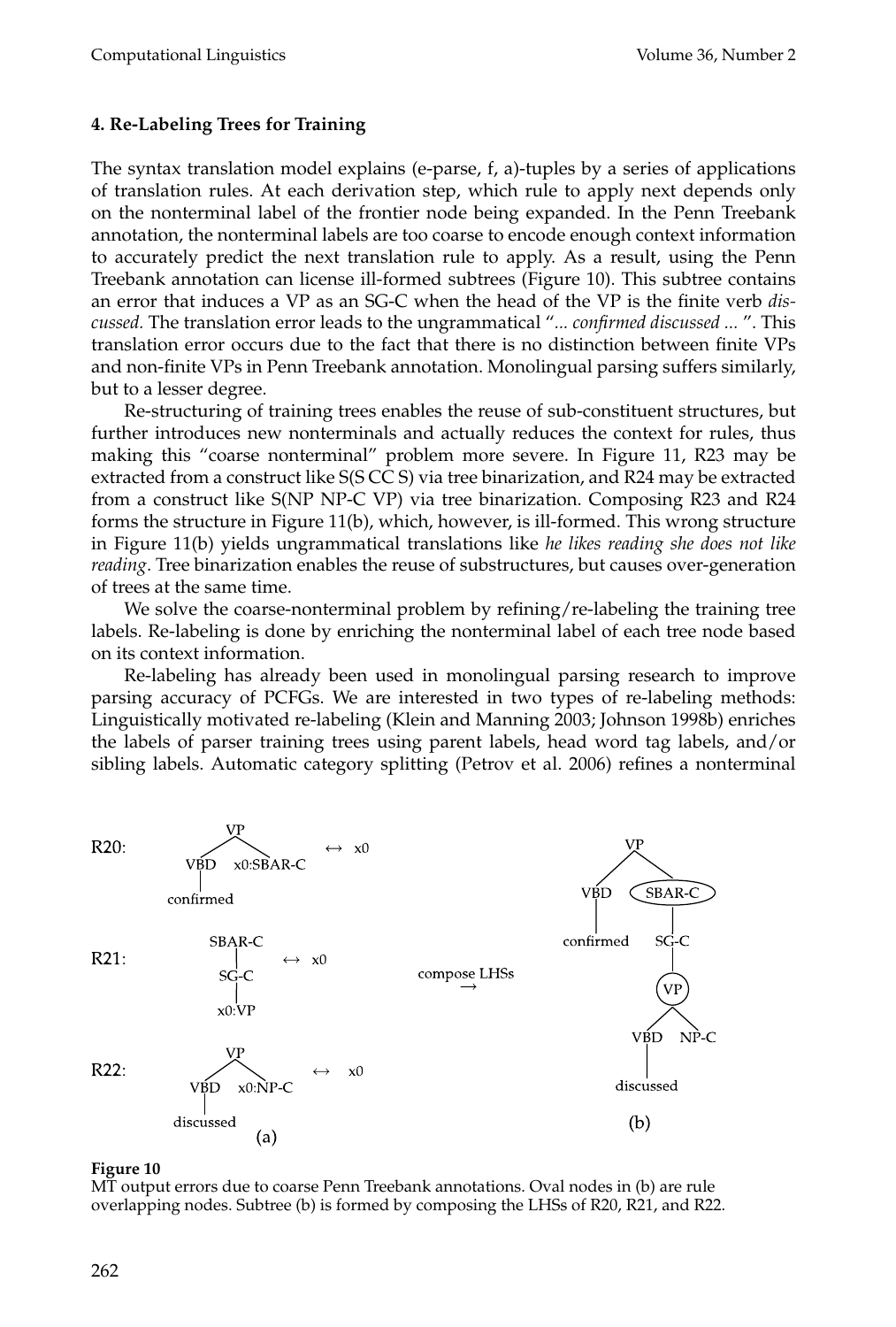### 4. Re-Labeling Trees for Training

The syntax translation model explains (e-parse, f, a)-tuples by a series of applications of translation rules. At each derivation step, which rule to apply next depends only on the nonterminal label of the frontier node being expanded. In the Penn Treebank annotation, the nonterminal labels are too coarse to encode enough context information to accurately predict the next translation rule to apply. As a result, using the Penn Treebank annotation can license ill-formed subtrees (Figure 10). This subtree contains an error that induces a VP as an SG-C when the head of the VP is the finite verb *discussed.* The translation error leads to the ungrammatical "*... confirmed discussed ...* ". This translation error occurs due to the fact that there is no distinction between finite VPs and non-finite VPs in Penn Treebank annotation. Monolingual parsing suffers similarly, but to a lesser degree.

Re-structuring of training trees enables the reuse of sub-constituent structures, but further introduces new nonterminals and actually reduces the context for rules, thus making this "coarse nonterminal" problem more severe. In Figure 11, R23 may be extracted from a construct like S(S CC S) via tree binarization, and R24 may be extracted from a construct like S(NP NP-C VP) via tree binarization. Composing R23 and R24 forms the structure in Figure 11(b), which, however, is ill-formed. This wrong structure in Figure 11(b) yields ungrammatical translations like *he likes reading she does not like reading*. Tree binarization enables the reuse of substructures, but causes over-generation of trees at the same time.

We solve the coarse-nonterminal problem by refining/re-labeling the training tree labels. Re-labeling is done by enriching the nonterminal label of each tree node based on its context information.

Re-labeling has already been used in monolingual parsing research to improve parsing accuracy of PCFGs. We are interested in two types of re-labeling methods: Linguistically motivated re-labeling (Klein and Manning 2003; Johnson 1998b) enriches the labels of parser training trees using parent labels, head word tag labels, and/or sibling labels. Automatic category splitting (Petrov et al. 2006) refines a nonterminal

R20: VP(VBD(confirmed) x0:SBAR-C) ↔ x0

R21: SBAR-C(SG-C(x0:VP)) ↔ x0

R22: VP(VBD(discussed) x0:NP-C) ↔ x0

(a)

compose LHSs →

VP(VBD(confirmed) SBAR-C(SG-C(VP(VBD(discussed) NP-C))))

(b)

**Figure 10**
MT output errors due to coarse Penn Treebank annotations. Oval nodes in (b) are rule overlapping nodes. Subtree (b) is formed by composing the LHSs of R20, R21, and R22.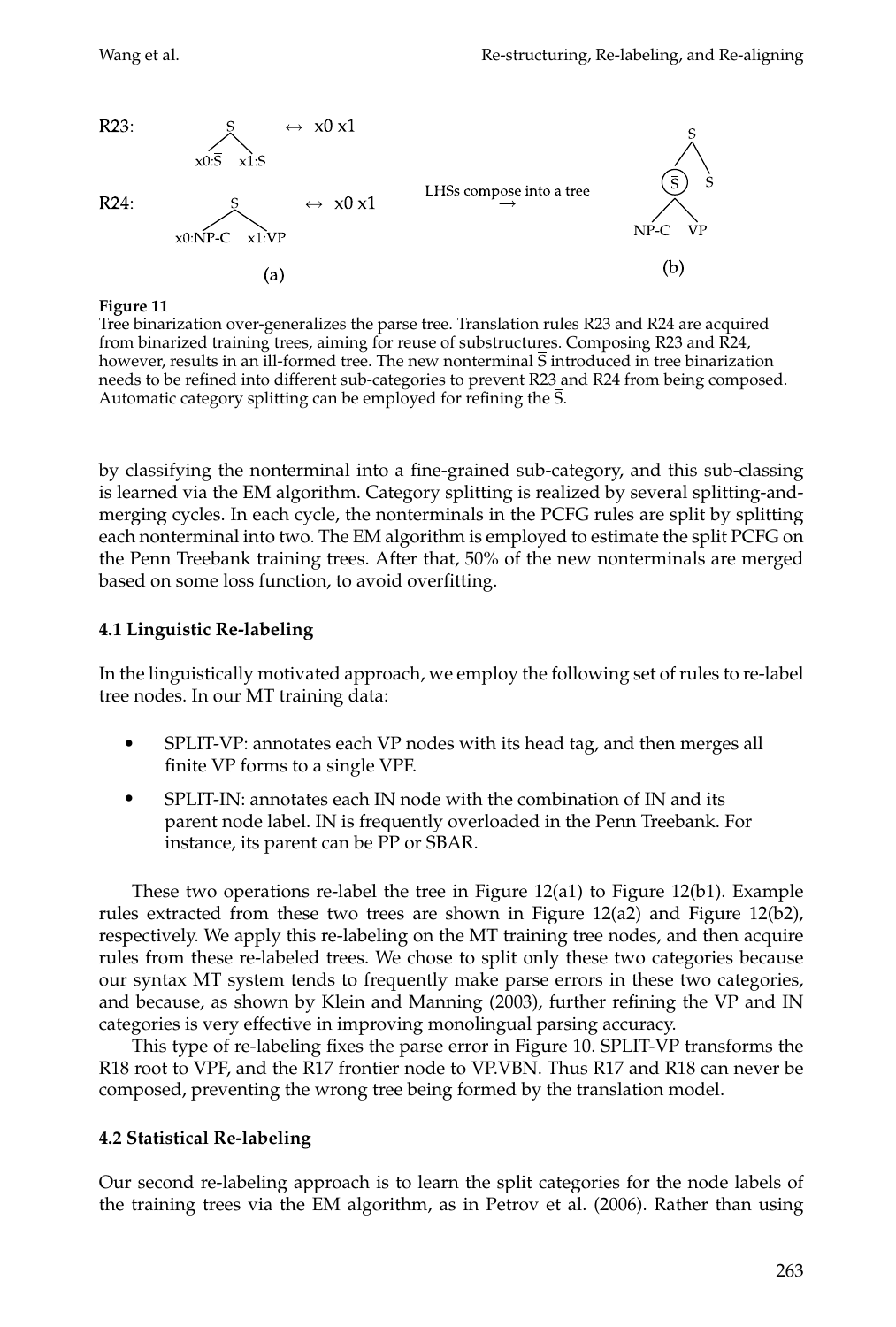R23: S ↔ x0 x1, with children x0:$\bar{S}$ x1:S

R24: $\bar{S}$ ↔ x0 x1, with children x0:NP-C x1:VP

(a)

LHSs compose into a tree →

(b) S with children $\bar{S}$ (circled) and S; $\bar{S}$ has children NP-C and VP

**Figure 11**
Tree binarization over-generalizes the parse tree. Translation rules R23 and R24 are acquired from binarized training trees, aiming for reuse of substructures. Composing R23 and R24, however, results in an ill-formed tree. The new nonterminal $\bar{S}$ introduced in tree binarization needs to be refined into different sub-categories to prevent R23 and R24 from being composed. Automatic category splitting can be employed for refining the $\bar{S}$.

by classifying the nonterminal into a fine-grained sub-category, and this sub-classing is learned via the EM algorithm. Category splitting is realized by several splitting-and-merging cycles. In each cycle, the nonterminals in the PCFG rules are split by splitting each nonterminal into two. The EM algorithm is employed to estimate the split PCFG on the Penn Treebank training trees. After that, 50% of the new nonterminals are merged based on some loss function, to avoid overfitting.

### 4.1 Linguistic Re-labeling

In the linguistically motivated approach, we employ the following set of rules to re-label tree nodes. In our MT training data:

- SPLIT-VP: annotates each VP nodes with its head tag, and then merges all finite VP forms to a single VPF.
- SPLIT-IN: annotates each IN node with the combination of IN and its parent node label. IN is frequently overloaded in the Penn Treebank. For instance, its parent can be PP or SBAR.

These two operations re-label the tree in Figure 12(a1) to Figure 12(b1). Example rules extracted from these two trees are shown in Figure 12(a2) and Figure 12(b2), respectively. We apply this re-labeling on the MT training tree nodes, and then acquire rules from these re-labeled trees. We chose to split only these two categories because our syntax MT system tends to frequently make parse errors in these two categories, and because, as shown by Klein and Manning (2003), further refining the VP and IN categories is very effective in improving monolingual parsing accuracy.

This type of re-labeling fixes the parse error in Figure 10. SPLIT-VP transforms the R18 root to VPF, and the R17 frontier node to VP.VBN. Thus R17 and R18 can never be composed, preventing the wrong tree being formed by the translation model.

### 4.2 Statistical Re-labeling

Our second re-labeling approach is to learn the split categories for the node labels of the training trees via the EM algorithm, as in Petrov et al. (2006). Rather than using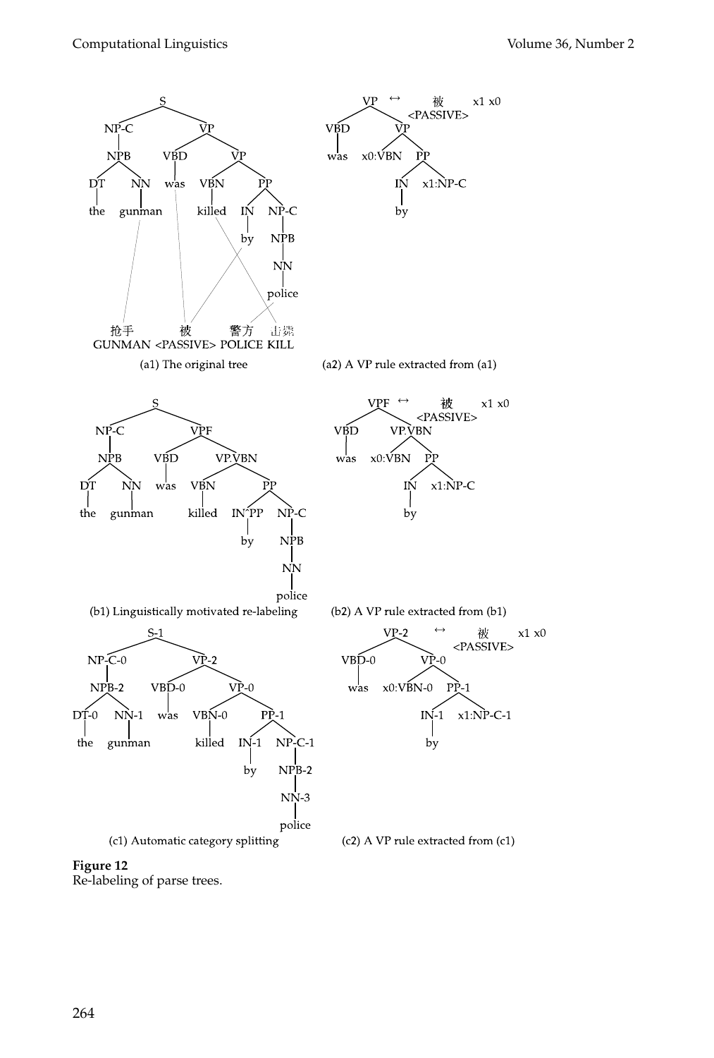(a1) The original tree

(a2) A VP rule extracted from (a1)

(b1) Linguistically motivated re-labeling

(b2) A VP rule extracted from (b1)

(c1) Automatic category splitting

(c2) A VP rule extracted from (c1)

**Figure 12**
Re-labeling of parse trees.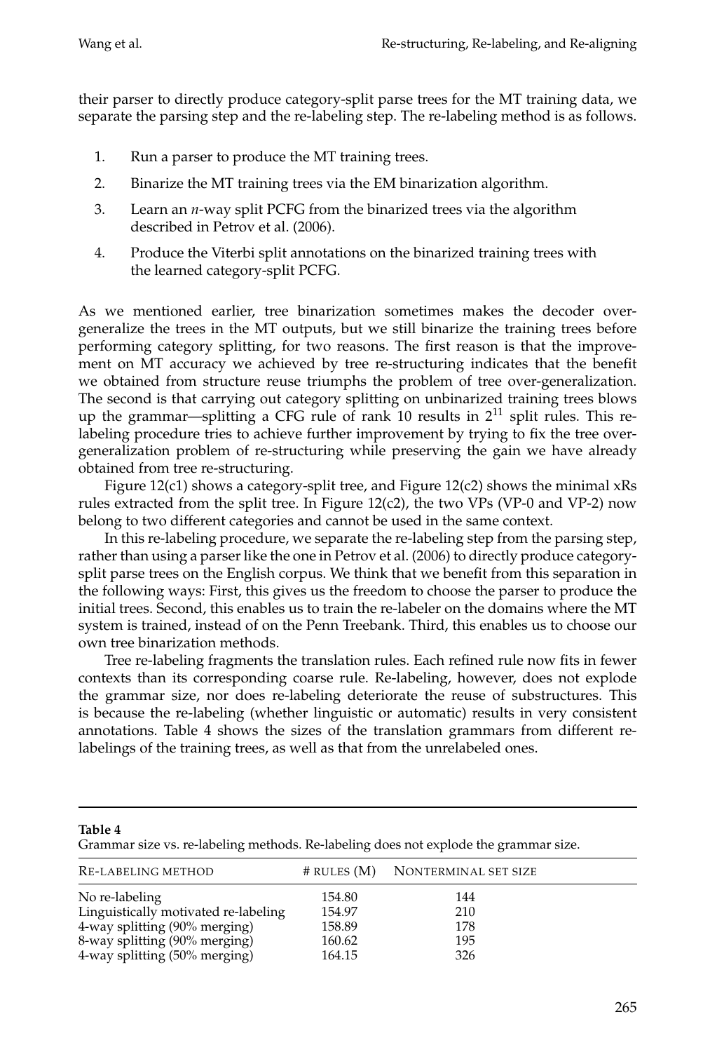their parser to directly produce category-split parse trees for the MT training data, we separate the parsing step and the re-labeling step. The re-labeling method is as follows.

1. Run a parser to produce the MT training trees.
2. Binarize the MT training trees via the EM binarization algorithm.
3. Learn an *n*-way split PCFG from the binarized trees via the algorithm described in Petrov et al. (2006).
4. Produce the Viterbi split annotations on the binarized training trees with the learned category-split PCFG.

As we mentioned earlier, tree binarization sometimes makes the decoder over-generalize the trees in the MT outputs, but we still binarize the training trees before performing category splitting, for two reasons. The first reason is that the improvement on MT accuracy we achieved by tree re-structuring indicates that the benefit we obtained from structure reuse triumphs the problem of tree over-generalization. The second is that carrying out category splitting on unbinarized training trees blows up the grammar—splitting a CFG rule of rank 10 results in $2^{11}$ split rules. This re-labeling procedure tries to achieve further improvement by trying to fix the tree over-generalization problem of re-structuring while preserving the gain we have already obtained from tree re-structuring.

Figure 12(c1) shows a category-split tree, and Figure 12(c2) shows the minimal xRs rules extracted from the split tree. In Figure 12(c2), the two VPs (VP-0 and VP-2) now belong to two different categories and cannot be used in the same context.

In this re-labeling procedure, we separate the re-labeling step from the parsing step, rather than using a parser like the one in Petrov et al. (2006) to directly produce category-split parse trees on the English corpus. We think that we benefit from this separation in the following ways: First, this gives us the freedom to choose the parser to produce the initial trees. Second, this enables us to train the re-labeler on the domains where the MT system is trained, instead of on the Penn Treebank. Third, this enables us to choose our own tree binarization methods.

Tree re-labeling fragments the translation rules. Each refined rule now fits in fewer contexts than its corresponding coarse rule. Re-labeling, however, does not explode the grammar size, nor does re-labeling deteriorate the reuse of substructures. This is because the re-labeling (whether linguistic or automatic) results in very consistent annotations. Table 4 shows the sizes of the translation grammars from different re-labelings of the training trees, as well as that from the unrelabeled ones.

**Table 4**
Grammar size vs. re-labeling methods. Re-labeling does not explode the grammar size.

| RE-LABELING METHOD | # RULES (M) | NONTERMINAL SET SIZE |
|---|---|---|
| No re-labeling | 154.80 | 144 |
| Linguistically motivated re-labeling | 154.97 | 210 |
| 4-way splitting (90% merging) | 158.89 | 178 |
| 8-way splitting (90% merging) | 160.62 | 195 |
| 4-way splitting (50% merging) | 164.15 | 326 |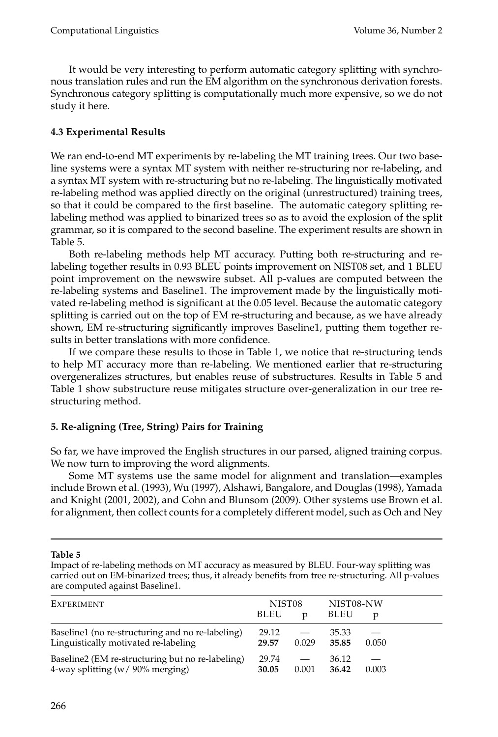It would be very interesting to perform automatic category splitting with synchronous translation rules and run the EM algorithm on the synchronous derivation forests. Synchronous category splitting is computationally much more expensive, so we do not study it here.

### 4.3 Experimental Results

We ran end-to-end MT experiments by re-labeling the MT training trees. Our two baseline systems were a syntax MT system with neither re-structuring nor re-labeling, and a syntax MT system with re-structuring but no re-labeling. The linguistically motivated re-labeling method was applied directly on the original (unrestructured) training trees, so that it could be compared to the first baseline. The automatic category splitting re-labeling method was applied to binarized trees so as to avoid the explosion of the split grammar, so it is compared to the second baseline. The experiment results are shown in Table 5.

Both re-labeling methods help MT accuracy. Putting both re-structuring and re-labeling together results in 0.93 BLEU points improvement on NIST08 set, and 1 BLEU point improvement on the newswire subset. All p-values are computed between the re-labeling systems and Baseline1. The improvement made by the linguistically motivated re-labeling method is significant at the 0.05 level. Because the automatic category splitting is carried out on the top of EM re-structuring and because, as we have already shown, EM re-structuring significantly improves Baseline1, putting them together results in better translations with more confidence.

If we compare these results to those in Table 1, we notice that re-structuring tends to help MT accuracy more than re-labeling. We mentioned earlier that re-structuring overgeneralizes structures, but enables reuse of substructures. Results in Table 5 and Table 1 show substructure reuse mitigates structure over-generalization in our tree re-structuring method.

## 5. Re-aligning (Tree, String) Pairs for Training

So far, we have improved the English structures in our parsed, aligned training corpus. We now turn to improving the word alignments.

Some MT systems use the same model for alignment and translation—examples include Brown et al. (1993), Wu (1997), Alshawi, Bangalore, and Douglas (1998), Yamada and Knight (2001, 2002), and Cohn and Blunsom (2009). Other systems use Brown et al. for alignment, then collect counts for a completely different model, such as Och and Ney

**Table 5**

Impact of re-labeling methods on MT accuracy as measured by BLEU. Four-way splitting was carried out on EM-binarized trees; thus, it already benefits from tree re-structuring. All p-values are computed against Baseline1.

| EXPERIMENT | NIST08 | | NIST08-NW | |
|---|---|---|---|---|
| | BLEU | p | BLEU | p |
| Baseline1 (no re-structuring and no re-labeling) | 29.12 | — | 35.33 | — |
| Linguistically motivated re-labeling | **29.57** | 0.029 | **35.85** | 0.050 |
| Baseline2 (EM re-structuring but no re-labeling) | 29.74 | — | 36.12 | — |
| 4-way splitting (w/ 90% merging) | **30.05** | 0.001 | **36.42** | 0.003 |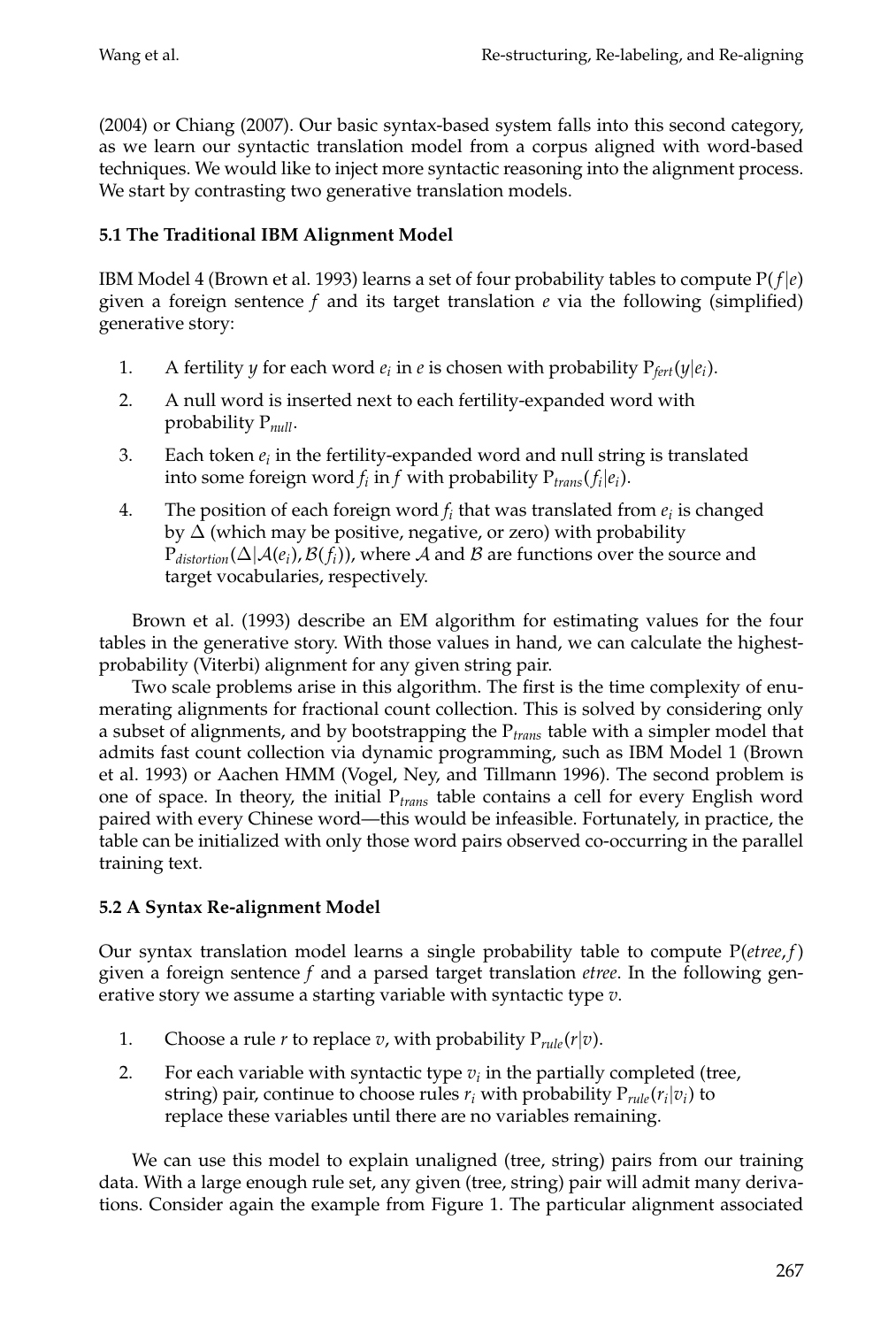(2004) or Chiang (2007). Our basic syntax-based system falls into this second category, as we learn our syntactic translation model from a corpus aligned with word-based techniques. We would like to inject more syntactic reasoning into the alignment process. We start by contrasting two generative translation models.

### 5.1 The Traditional IBM Alignment Model

IBM Model 4 (Brown et al. 1993) learns a set of four probability tables to compute $P(f|e)$ given a foreign sentence $f$ and its target translation $e$ via the following (simplified) generative story:

1. A fertility $y$ for each word $e_i$ in $e$ is chosen with probability $P_{fert}(y|e_i)$.
2. A null word is inserted next to each fertility-expanded word with probability $P_{null}$.
3. Each token $e_i$ in the fertility-expanded word and null string is translated into some foreign word $f_i$ in $f$ with probability $P_{trans}(f_i|e_i)$.
4. The position of each foreign word $f_i$ that was translated from $e_i$ is changed by $\Delta$ (which may be positive, negative, or zero) with probability $P_{distortion}(\Delta|\mathcal{A}(e_i), \mathcal{B}(f_i))$, where $\mathcal{A}$ and $\mathcal{B}$ are functions over the source and target vocabularies, respectively.

Brown et al. (1993) describe an EM algorithm for estimating values for the four tables in the generative story. With those values in hand, we can calculate the highest-probability (Viterbi) alignment for any given string pair.

Two scale problems arise in this algorithm. The first is the time complexity of enumerating alignments for fractional count collection. This is solved by considering only a subset of alignments, and by bootstrapping the $P_{trans}$ table with a simpler model that admits fast count collection via dynamic programming, such as IBM Model 1 (Brown et al. 1993) or Aachen HMM (Vogel, Ney, and Tillmann 1996). The second problem is one of space. In theory, the initial $P_{trans}$ table contains a cell for every English word paired with every Chinese word—this would be infeasible. Fortunately, in practice, the table can be initialized with only those word pairs observed co-occurring in the parallel training text.

### 5.2 A Syntax Re-alignment Model

Our syntax translation model learns a single probability table to compute $P(etree, f)$ given a foreign sentence $f$ and a parsed target translation *etree*. In the following generative story we assume a starting variable with syntactic type $v$.

1. Choose a rule $r$ to replace $v$, with probability $P_{rule}(r|v)$.
2. For each variable with syntactic type $v_i$ in the partially completed (tree, string) pair, continue to choose rules $r_i$ with probability $P_{rule}(r_i|v_i)$ to replace these variables until there are no variables remaining.

We can use this model to explain unaligned (tree, string) pairs from our training data. With a large enough rule set, any given (tree, string) pair will admit many derivations. Consider again the example from Figure 1. The particular alignment associated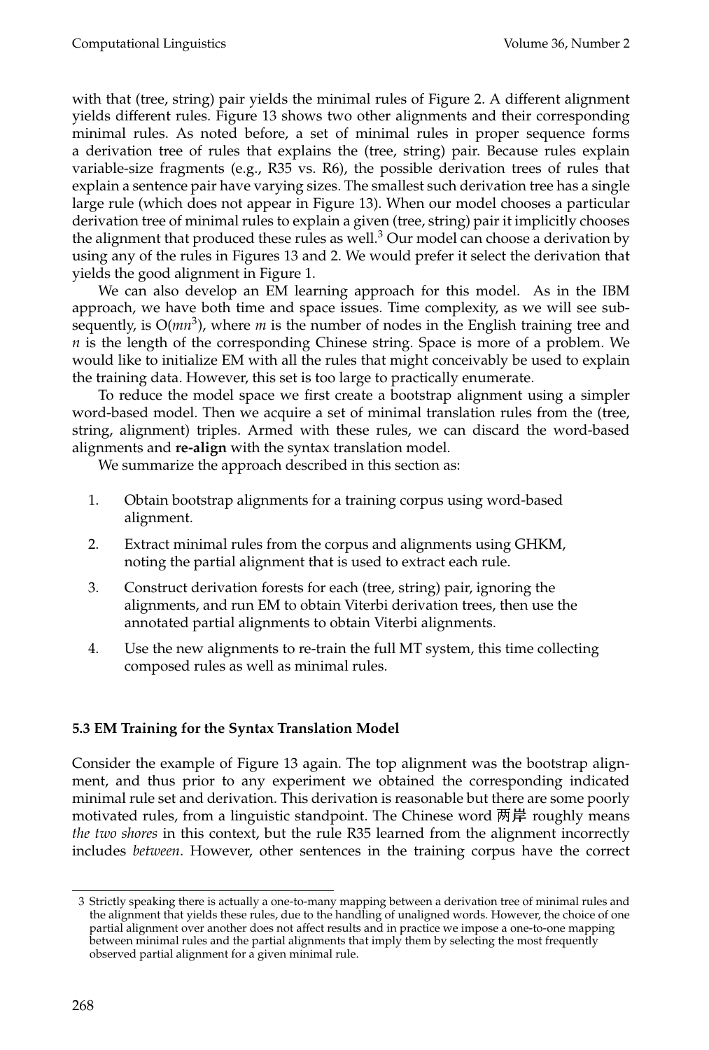with that (tree, string) pair yields the minimal rules of Figure 2. A different alignment yields different rules. Figure 13 shows two other alignments and their corresponding minimal rules. As noted before, a set of minimal rules in proper sequence forms a derivation tree of rules that explains the (tree, string) pair. Because rules explain variable-size fragments (e.g., R35 vs. R6), the possible derivation trees of rules that explain a sentence pair have varying sizes. The smallest such derivation tree has a single large rule (which does not appear in Figure 13). When our model chooses a particular derivation tree of minimal rules to explain a given (tree, string) pair it implicitly chooses the alignment that produced these rules as well.[3] Our model can choose a derivation by using any of the rules in Figures 13 and 2. We would prefer it select the derivation that yields the good alignment in Figure 1.

We can also develop an EM learning approach for this model. As in the IBM approach, we have both time and space issues. Time complexity, as we will see subsequently, is $O(mn^3)$, where $m$ is the number of nodes in the English training tree and $n$ is the length of the corresponding Chinese string. Space is more of a problem. We would like to initialize EM with all the rules that might conceivably be used to explain the training data. However, this set is too large to practically enumerate.

To reduce the model space we first create a bootstrap alignment using a simpler word-based model. Then we acquire a set of minimal translation rules from the (tree, string, alignment) triples. Armed with these rules, we can discard the word-based alignments and **re-align** with the syntax translation model.

We summarize the approach described in this section as:

1. Obtain bootstrap alignments for a training corpus using word-based alignment.
2. Extract minimal rules from the corpus and alignments using GHKM, noting the partial alignment that is used to extract each rule.
3. Construct derivation forests for each (tree, string) pair, ignoring the alignments, and run EM to obtain Viterbi derivation trees, then use the annotated partial alignments to obtain Viterbi alignments.
4. Use the new alignments to re-train the full MT system, this time collecting composed rules as well as minimal rules.

### 5.3 EM Training for the Syntax Translation Model

Consider the example of Figure 13 again. The top alignment was the bootstrap alignment, and thus prior to any experiment we obtained the corresponding indicated minimal rule set and derivation. This derivation is reasonable but there are some poorly motivated rules, from a linguistic standpoint. The Chinese word 两岸 roughly means *the two shores* in this context, but the rule R35 learned from the alignment incorrectly includes *between*. However, other sentences in the training corpus have the correct

[3] Strictly speaking there is actually a one-to-many mapping between a derivation tree of minimal rules and the alignment that yields these rules, due to the handling of unaligned words. However, the choice of one partial alignment over another does not affect results and in practice we impose a one-to-one mapping between minimal rules and the partial alignments that imply them by selecting the most frequently observed partial alignment for a given minimal rule.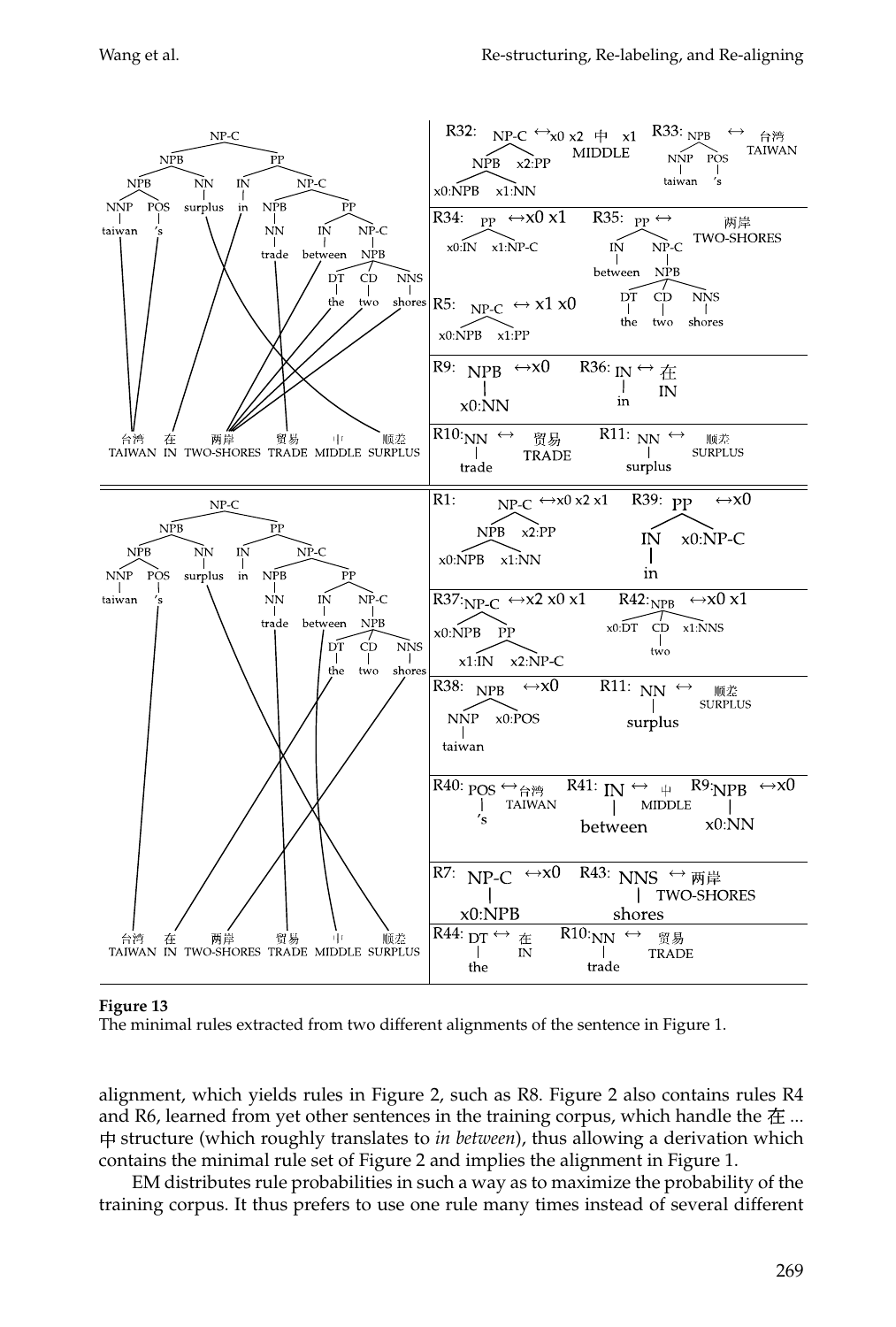**Figure 13**
The minimal rules extracted from two different alignments of the sentence in Figure 1.

alignment, which yields rules in Figure 2, such as R8. Figure 2 also contains rules R4 and R6, learned from yet other sentences in the training corpus, which handle the 在 ... 中 structure (which roughly translates to *in between*), thus allowing a derivation which contains the minimal rule set of Figure 2 and implies the alignment in Figure 1.

EM distributes rule probabilities in such a way as to maximize the probability of the training corpus. It thus prefers to use one rule many times instead of several different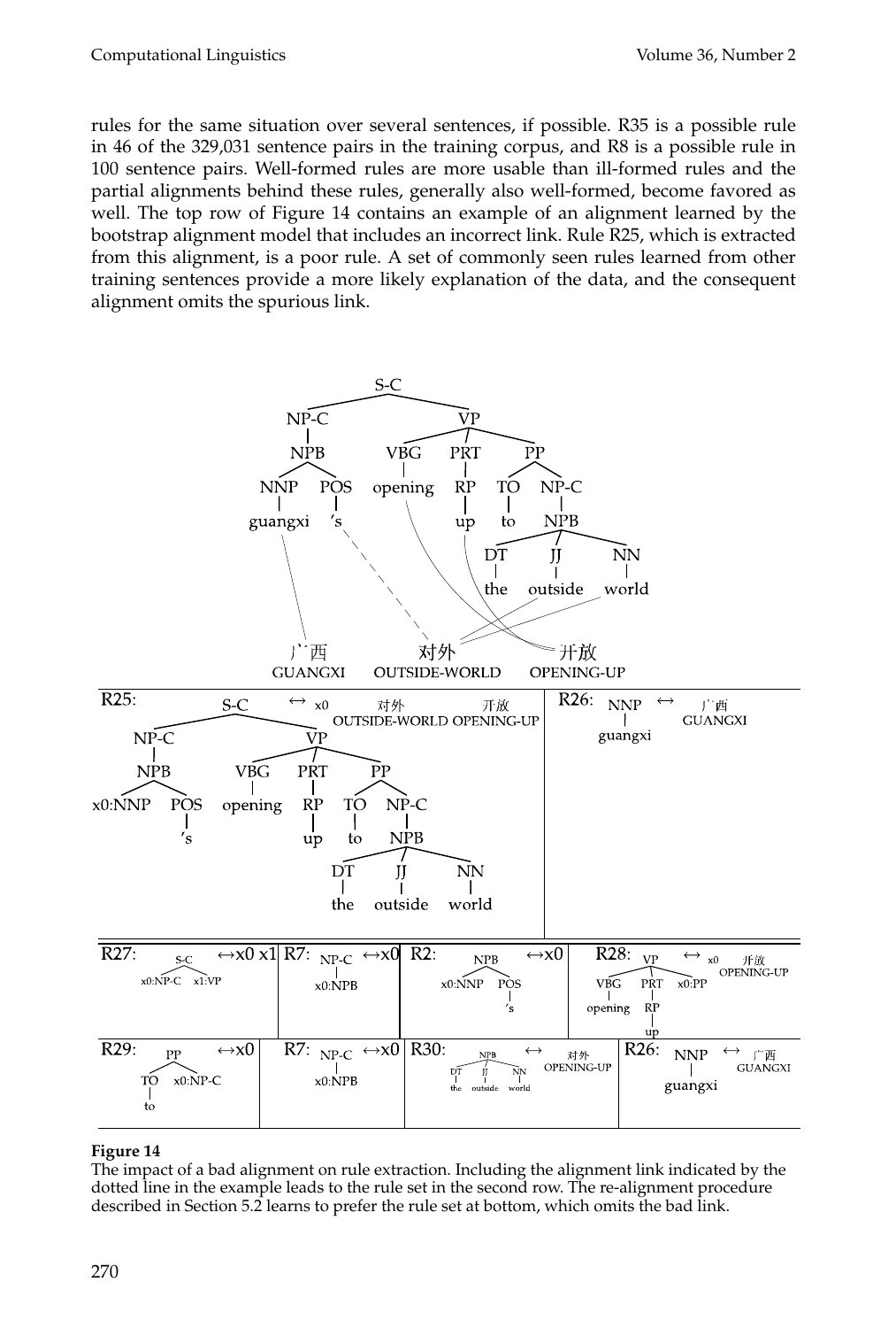rules for the same situation over several sentences, if possible. R35 is a possible rule in 46 of the 329,031 sentence pairs in the training corpus, and R8 is a possible rule in 100 sentence pairs. Well-formed rules are more usable than ill-formed rules and the partial alignments behind these rules, generally also well-formed, become favored as well. The top row of Figure 14 contains an example of an alignment learned by the bootstrap alignment model that includes an incorrect link. Rule R25, which is extracted from this alignment, is a poor rule. A set of commonly seen rules learned from other training sentences provide a more likely explanation of the data, and the consequent alignment omits the spurious link.

**Figure 14**
The impact of a bad alignment on rule extraction. Including the alignment link indicated by the dotted line in the example leads to the rule set in the second row. The re-alignment procedure described in Section 5.2 learns to prefer the rule set at bottom, which omits the bad link.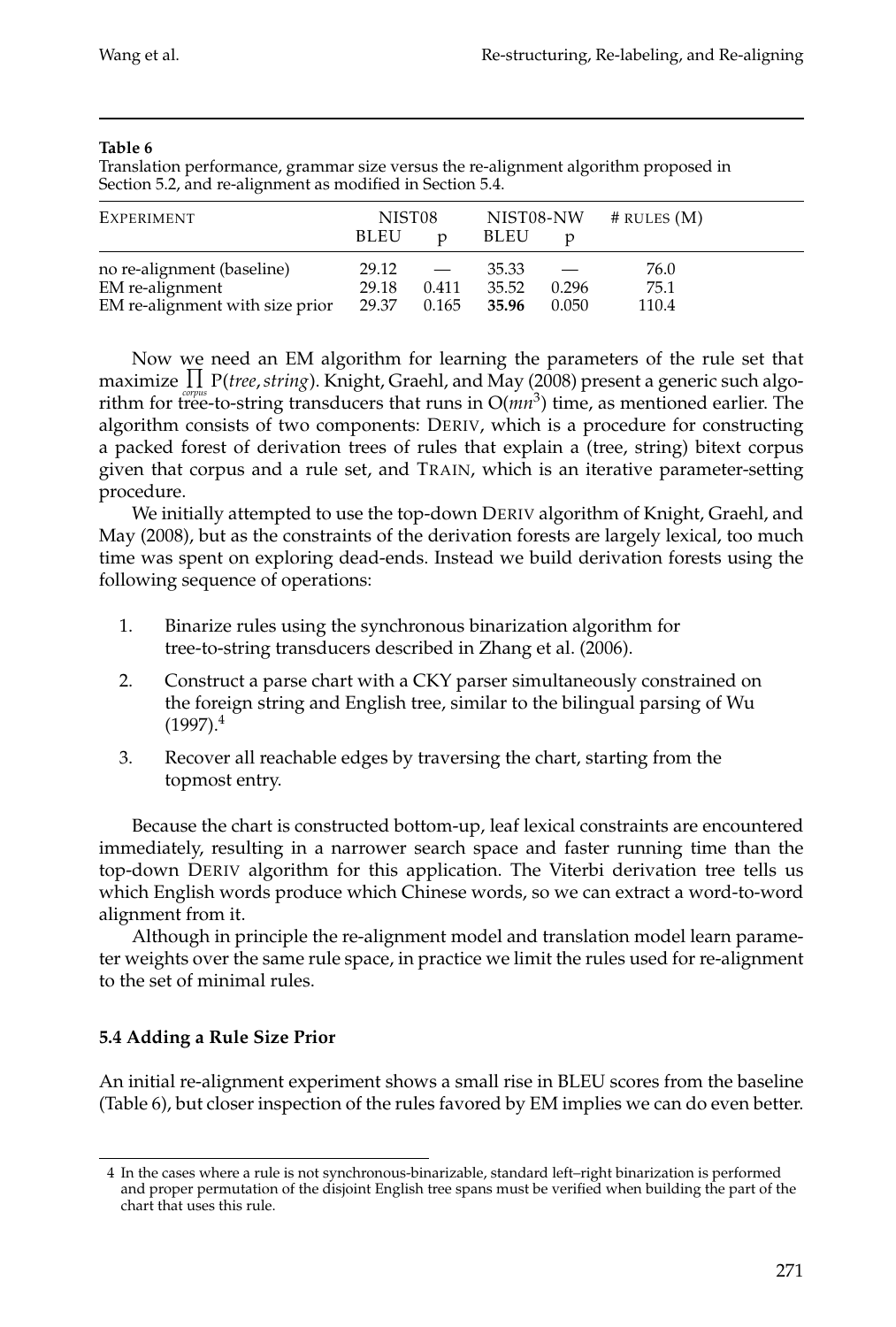**Table 6**
Translation performance, grammar size versus the re-alignment algorithm proposed in Section 5.2, and re-alignment as modified in Section 5.4.

| EXPERIMENT | NIST08 | | NIST08-NW | | # RULES (M) |
|---|---|---|---|---|---|
| | BLEU | p | BLEU | p | |
| no re-alignment (baseline) | 29.12 | — | 35.33 | — | 76.0 |
| EM re-alignment | 29.18 | 0.411 | 35.52 | 0.296 | 75.1 |
| EM re-alignment with size prior | 29.37 | 0.165 | **35.96** | 0.050 | 110.4 |

Now we need an EM algorithm for learning the parameters of the rule set that maximize $\prod_{corpus} P(tree, string)$. Knight, Graehl, and May (2008) present a generic such algorithm for tree-to-string transducers that runs in $O(mn^3)$ time, as mentioned earlier. The algorithm consists of two components: DERIV, which is a procedure for constructing a packed forest of derivation trees of rules that explain a (tree, string) bitext corpus given that corpus and a rule set, and TRAIN, which is an iterative parameter-setting procedure.

We initially attempted to use the top-down DERIV algorithm of Knight, Graehl, and May (2008), but as the constraints of the derivation forests are largely lexical, too much time was spent on exploring dead-ends. Instead we build derivation forests using the following sequence of operations:

1. Binarize rules using the synchronous binarization algorithm for tree-to-string transducers described in Zhang et al. (2006).
2. Construct a parse chart with a CKY parser simultaneously constrained on the foreign string and English tree, similar to the bilingual parsing of Wu (1997).[4]
3. Recover all reachable edges by traversing the chart, starting from the topmost entry.

Because the chart is constructed bottom-up, leaf lexical constraints are encountered immediately, resulting in a narrower search space and faster running time than the top-down DERIV algorithm for this application. The Viterbi derivation tree tells us which English words produce which Chinese words, so we can extract a word-to-word alignment from it.

Although in principle the re-alignment model and translation model learn parameter weights over the same rule space, in practice we limit the rules used for re-alignment to the set of minimal rules.

### 5.4 Adding a Rule Size Prior

An initial re-alignment experiment shows a small rise in BLEU scores from the baseline (Table 6), but closer inspection of the rules favored by EM implies we can do even better.

4 In the cases where a rule is not synchronous-binarizable, standard left–right binarization is performed and proper permutation of the disjoint English tree spans must be verified when building the part of the chart that uses this rule.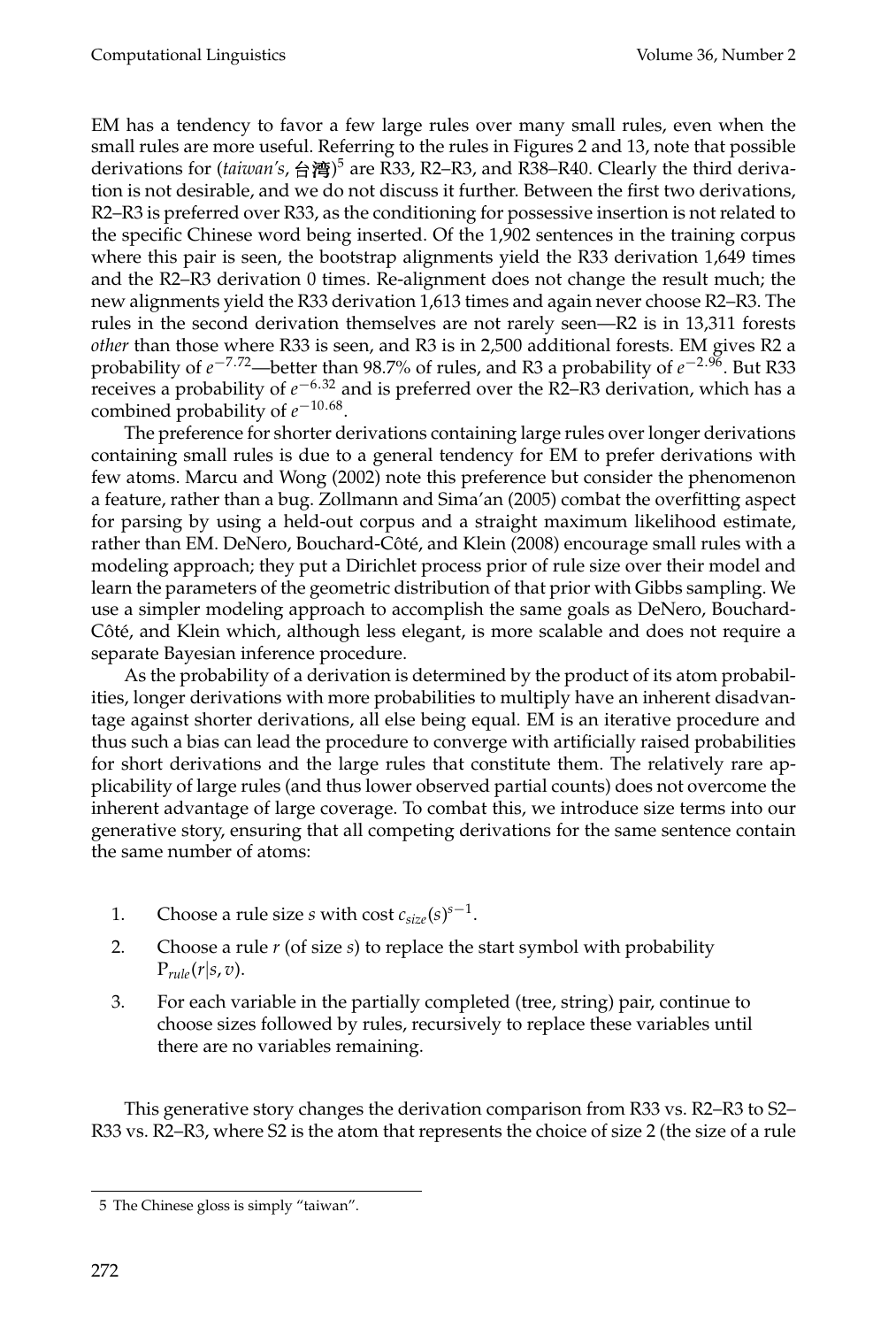EM has a tendency to favor a few large rules over many small rules, even when the small rules are more useful. Referring to the rules in Figures 2 and 13, note that possible derivations for (*taiwan's*, 台湾)[5] are R33, R2–R3, and R38–R40. Clearly the third derivation is not desirable, and we do not discuss it further. Between the first two derivations, R2–R3 is preferred over R33, as the conditioning for possessive insertion is not related to the specific Chinese word being inserted. Of the 1,902 sentences in the training corpus where this pair is seen, the bootstrap alignments yield the R33 derivation 1,649 times and the R2–R3 derivation 0 times. Re-alignment does not change the result much; the new alignments yield the R33 derivation 1,613 times and again never choose R2–R3. The rules in the second derivation themselves are not rarely seen—R2 is in 13,311 forests *other* than those where R33 is seen, and R3 is in 2,500 additional forests. EM gives R2 a probability of $e^{-7.72}$—better than 98.7% of rules, and R3 a probability of $e^{-2.96}$. But R33 receives a probability of $e^{-6.32}$ and is preferred over the R2–R3 derivation, which has a combined probability of $e^{-10.68}$.

The preference for shorter derivations containing large rules over longer derivations containing small rules is due to a general tendency for EM to prefer derivations with few atoms. Marcu and Wong (2002) note this preference but consider the phenomenon a feature, rather than a bug. Zollmann and Sima'an (2005) combat the overfitting aspect for parsing by using a held-out corpus and a straight maximum likelihood estimate, rather than EM. DeNero, Bouchard-Côté, and Klein (2008) encourage small rules with a modeling approach; they put a Dirichlet process prior of rule size over their model and learn the parameters of the geometric distribution of that prior with Gibbs sampling. We use a simpler modeling approach to accomplish the same goals as DeNero, Bouchard-Côté, and Klein which, although less elegant, is more scalable and does not require a separate Bayesian inference procedure.

As the probability of a derivation is determined by the product of its atom probabilities, longer derivations with more probabilities to multiply have an inherent disadvantage against shorter derivations, all else being equal. EM is an iterative procedure and thus such a bias can lead the procedure to converge with artificially raised probabilities for short derivations and the large rules that constitute them. The relatively rare applicability of large rules (and thus lower observed partial counts) does not overcome the inherent advantage of large coverage. To combat this, we introduce size terms into our generative story, ensuring that all competing derivations for the same sentence contain the same number of atoms:

1. Choose a rule size $s$ with cost $c_{size}(s)^{s-1}$.
2. Choose a rule $r$ (of size $s$) to replace the start symbol with probability $P_{rule}(r|s, v)$.
3. For each variable in the partially completed (tree, string) pair, continue to choose sizes followed by rules, recursively to replace these variables until there are no variables remaining.

This generative story changes the derivation comparison from R33 vs. R2–R3 to S2–R33 vs. R2–R3, where S2 is the atom that represents the choice of size 2 (the size of a rule

---

5 The Chinese gloss is simply "taiwan".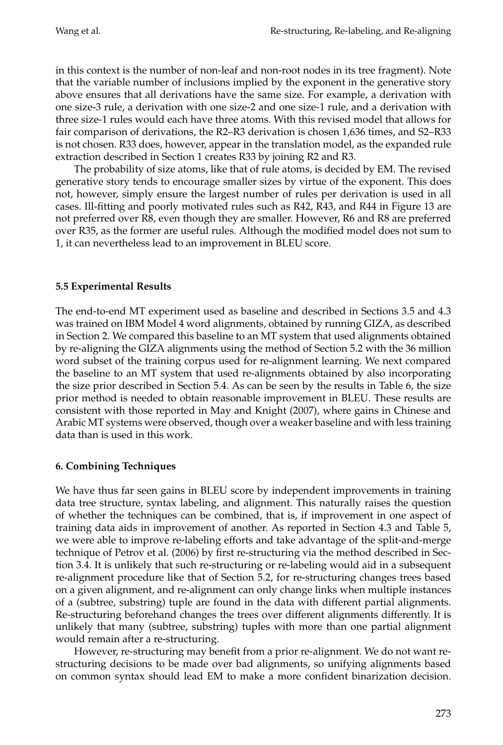in this context is the number of non-leaf and non-root nodes in its tree fragment). Note that the variable number of inclusions implied by the exponent in the generative story above ensures that all derivations have the same size. For example, a derivation with one size-3 rule, a derivation with one size-2 and one size-1 rule, and a derivation with three size-1 rules would each have three atoms. With this revised model that allows for fair comparison of derivations, the R2–R3 derivation is chosen 1,636 times, and S2–R33 is not chosen. R33 does, however, appear in the translation model, as the expanded rule extraction described in Section 1 creates R33 by joining R2 and R3.

The probability of size atoms, like that of rule atoms, is decided by EM. The revised generative story tends to encourage smaller sizes by virtue of the exponent. This does not, however, simply ensure the largest number of rules per derivation is used in all cases. Ill-fitting and poorly motivated rules such as R42, R43, and R44 in Figure 13 are not preferred over R8, even though they are smaller. However, R6 and R8 are preferred over R35, as the former are useful rules. Although the modified model does not sum to 1, it can nevertheless lead to an improvement in BLEU score.

### 5.5 Experimental Results

The end-to-end MT experiment used as baseline and described in Sections 3.5 and 4.3 was trained on IBM Model 4 word alignments, obtained by running GIZA, as described in Section 2. We compared this baseline to an MT system that used alignments obtained by re-aligning the GIZA alignments using the method of Section 5.2 with the 36 million word subset of the training corpus used for re-alignment learning. We next compared the baseline to an MT system that used re-alignments obtained by also incorporating the size prior described in Section 5.4. As can be seen by the results in Table 6, the size prior method is needed to obtain reasonable improvement in BLEU. These results are consistent with those reported in May and Knight (2007), where gains in Chinese and Arabic MT systems were observed, though over a weaker baseline and with less training data than is used in this work.

## 6. Combining Techniques

We have thus far seen gains in BLEU score by independent improvements in training data tree structure, syntax labeling, and alignment. This naturally raises the question of whether the techniques can be combined, that is, if improvement in one aspect of training data aids in improvement of another. As reported in Section 4.3 and Table 5, we were able to improve re-labeling efforts and take advantage of the split-and-merge technique of Petrov et al. (2006) by first re-structuring via the method described in Section 3.4. It is unlikely that such re-structuring or re-labeling would aid in a subsequent re-alignment procedure like that of Section 5.2, for re-structuring changes trees based on a given alignment, and re-alignment can only change links when multiple instances of a (subtree, substring) tuple are found in the data with different partial alignments. Re-structuring beforehand changes the trees over different alignments differently. It is unlikely that many (subtree, substring) tuples with more than one partial alignment would remain after a re-structuring.

However, re-structuring may benefit from a prior re-alignment. We do not want re-structuring decisions to be made over bad alignments, so unifying alignments based on common syntax should lead EM to make a more confident binarization decision.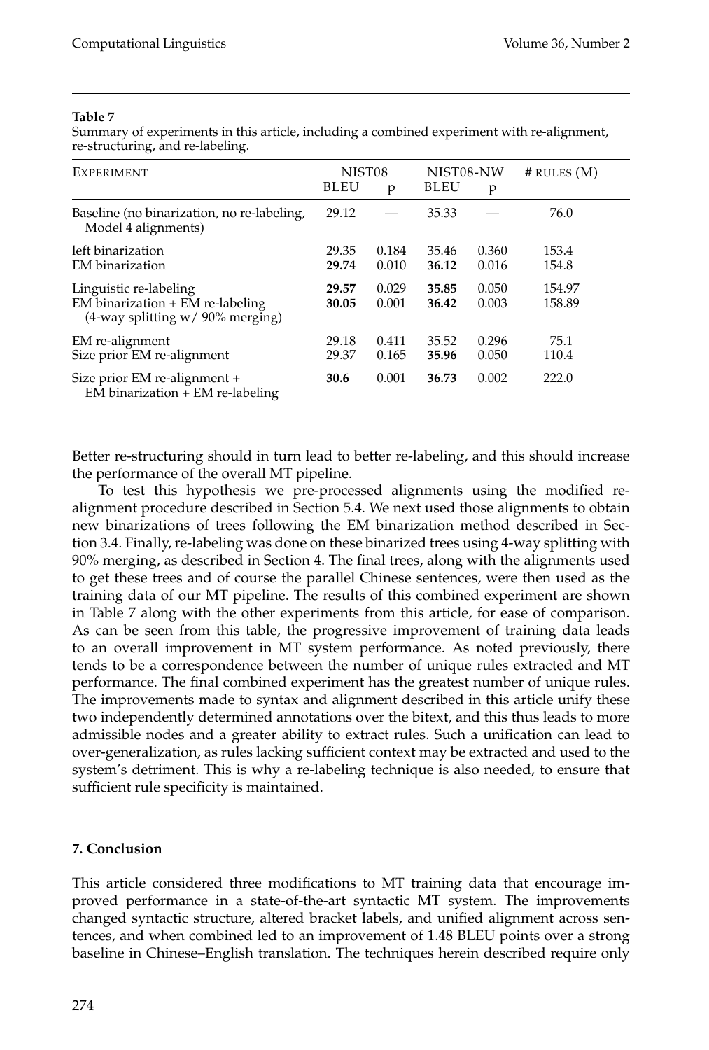**Table 7**

Summary of experiments in this article, including a combined experiment with re-alignment, re-structuring, and re-labeling.

| Experiment | NIST08 | | NIST08-NW | | # rules (M) |
|---|---|---|---|---|---|
| | BLEU | p | BLEU | p | |
| Baseline (no binarization, no re-labeling, Model 4 alignments) | 29.12 | — | 35.33 | — | 76.0 |
| left binarization | 29.35 | 0.184 | 35.46 | 0.360 | 153.4 |
| EM binarization | **29.74** | 0.010 | **36.12** | 0.016 | 154.8 |
| Linguistic re-labeling | **29.57** | 0.029 | **35.85** | 0.050 | 154.97 |
| EM binarization + EM re-labeling (4-way splitting w/ 90% merging) | **30.05** | 0.001 | **36.42** | 0.003 | 158.89 |
| EM re-alignment | 29.18 | 0.411 | 35.52 | 0.296 | 75.1 |
| Size prior EM re-alignment | 29.37 | 0.165 | **35.96** | 0.050 | 110.4 |
| Size prior EM re-alignment + EM binarization + EM re-labeling | **30.6** | 0.001 | **36.73** | 0.002 | 222.0 |

Better re-structuring should in turn lead to better re-labeling, and this should increase the performance of the overall MT pipeline.

To test this hypothesis we pre-processed alignments using the modified re-alignment procedure described in Section 5.4. We next used those alignments to obtain new binarizations of trees following the EM binarization method described in Section 3.4. Finally, re-labeling was done on these binarized trees using 4-way splitting with 90% merging, as described in Section 4. The final trees, along with the alignments used to get these trees and of course the parallel Chinese sentences, were then used as the training data of our MT pipeline. The results of this combined experiment are shown in Table 7 along with the other experiments from this article, for ease of comparison. As can be seen from this table, the progressive improvement of training data leads to an overall improvement in MT system performance. As noted previously, there tends to be a correspondence between the number of unique rules extracted and MT performance. The final combined experiment has the greatest number of unique rules. The improvements made to syntax and alignment described in this article unify these two independently determined annotations over the bitext, and this thus leads to more admissible nodes and a greater ability to extract rules. Such a unification can lead to over-generalization, as rules lacking sufficient context may be extracted and used to the system's detriment. This is why a re-labeling technique is also needed, to ensure that sufficient rule specificity is maintained.

## 7. Conclusion

This article considered three modifications to MT training data that encourage improved performance in a state-of-the-art syntactic MT system. The improvements changed syntactic structure, altered bracket labels, and unified alignment across sentences, and when combined led to an improvement of 1.48 BLEU points over a strong baseline in Chinese–English translation. The techniques herein described require only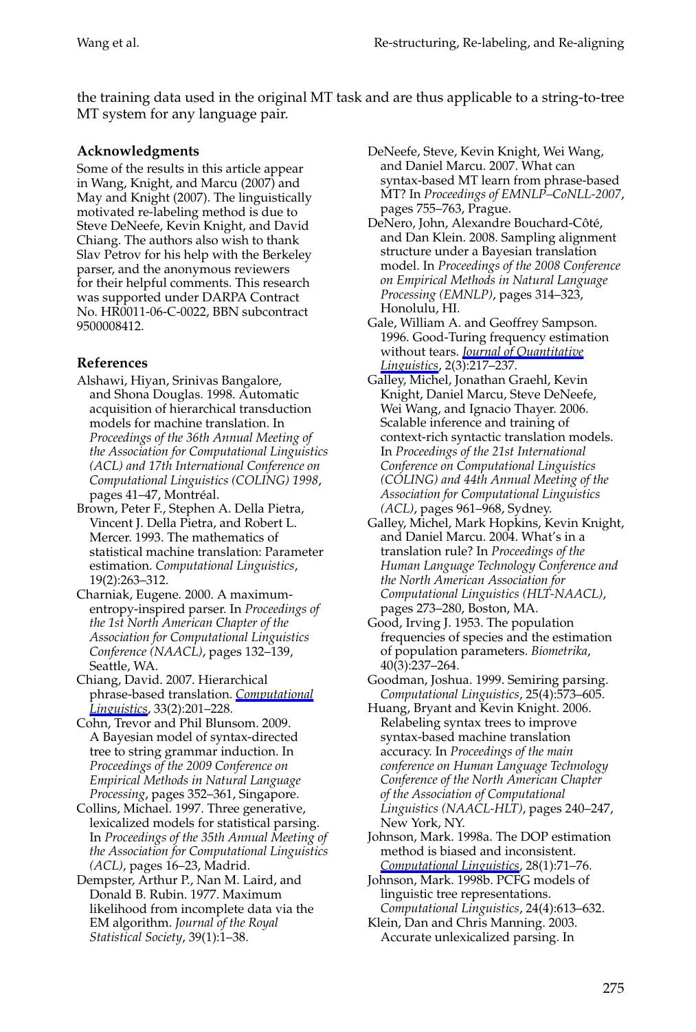the training data used in the original MT task and are thus applicable to a string-to-tree MT system for any language pair.

## Acknowledgments

Some of the results in this article appear in Wang, Knight, and Marcu (2007) and May and Knight (2007). The linguistically motivated re-labeling method is due to Steve DeNeefe, Kevin Knight, and David Chiang. The authors also wish to thank Slav Petrov for his help with the Berkeley parser, and the anonymous reviewers for their helpful comments. This research was supported under DARPA Contract No. HR0011-06-C-0022, BBN subcontract 9500008412.

## References

Alshawi, Hiyan, Srinivas Bangalore, and Shona Douglas. 1998. Automatic acquisition of hierarchical transduction models for machine translation. In *Proceedings of the 36th Annual Meeting of the Association for Computational Linguistics (ACL) and 17th International Conference on Computational Linguistics (COLING) 1998*, pages 41–47, Montréal.

Brown, Peter F., Stephen A. Della Pietra, Vincent J. Della Pietra, and Robert L. Mercer. 1993. The mathematics of statistical machine translation: Parameter estimation. *Computational Linguistics*, 19(2):263–312.

Charniak, Eugene. 2000. A maximum-entropy-inspired parser. In *Proceedings of the 1st North American Chapter of the Association for Computational Linguistics Conference (NAACL)*, pages 132–139, Seattle, WA.

Chiang, David. 2007. Hierarchical phrase-based translation. *Computational Linguistics*, 33(2):201–228.

Cohn, Trevor and Phil Blunsom. 2009. A Bayesian model of syntax-directed tree to string grammar induction. In *Proceedings of the 2009 Conference on Empirical Methods in Natural Language Processing*, pages 352–361, Singapore.

Collins, Michael. 1997. Three generative, lexicalized models for statistical parsing. In *Proceedings of the 35th Annual Meeting of the Association for Computational Linguistics (ACL)*, pages 16–23, Madrid.

Dempster, Arthur P., Nan M. Laird, and Donald B. Rubin. 1977. Maximum likelihood from incomplete data via the EM algorithm. *Journal of the Royal Statistical Society*, 39(1):1–38.

DeNeefe, Steve, Kevin Knight, Wei Wang, and Daniel Marcu. 2007. What can syntax-based MT learn from phrase-based MT? In *Proceedings of EMNLP–CoNLL-2007*, pages 755–763, Prague.

DeNero, John, Alexandre Bouchard-Côté, and Dan Klein. 2008. Sampling alignment structure under a Bayesian translation model. In *Proceedings of the 2008 Conference on Empirical Methods in Natural Language Processing (EMNLP)*, pages 314–323, Honolulu, HI.

Gale, William A. and Geoffrey Sampson. 1996. Good-Turing frequency estimation without tears. *Journal of Quantitative Linguistics*, 2(3):217–237.

Galley, Michel, Jonathan Graehl, Kevin Knight, Daniel Marcu, Steve DeNeefe, Wei Wang, and Ignacio Thayer. 2006. Scalable inference and training of context-rich syntactic translation models. In *Proceedings of the 21st International Conference on Computational Linguistics (COLING) and 44th Annual Meeting of the Association for Computational Linguistics (ACL)*, pages 961–968, Sydney.

Galley, Michel, Mark Hopkins, Kevin Knight, and Daniel Marcu. 2004. What's in a translation rule? In *Proceedings of the Human Language Technology Conference and the North American Association for Computational Linguistics (HLT-NAACL)*, pages 273–280, Boston, MA.

Good, Irving J. 1953. The population frequencies of species and the estimation of population parameters. *Biometrika*, 40(3):237–264.

Goodman, Joshua. 1999. Semiring parsing. *Computational Linguistics*, 25(4):573–605.

Huang, Bryant and Kevin Knight. 2006. Relabeling syntax trees to improve syntax-based machine translation accuracy. In *Proceedings of the main conference on Human Language Technology Conference of the North American Chapter of the Association of Computational Linguistics (NAACL-HLT)*, pages 240–247, New York, NY.

Johnson, Mark. 1998a. The DOP estimation method is biased and inconsistent. *Computational Linguistics*, 28(1):71–76.

Johnson, Mark. 1998b. PCFG models of linguistic tree representations. *Computational Linguistics*, 24(4):613–632.

Klein, Dan and Chris Manning. 2003. Accurate unlexicalized parsing. In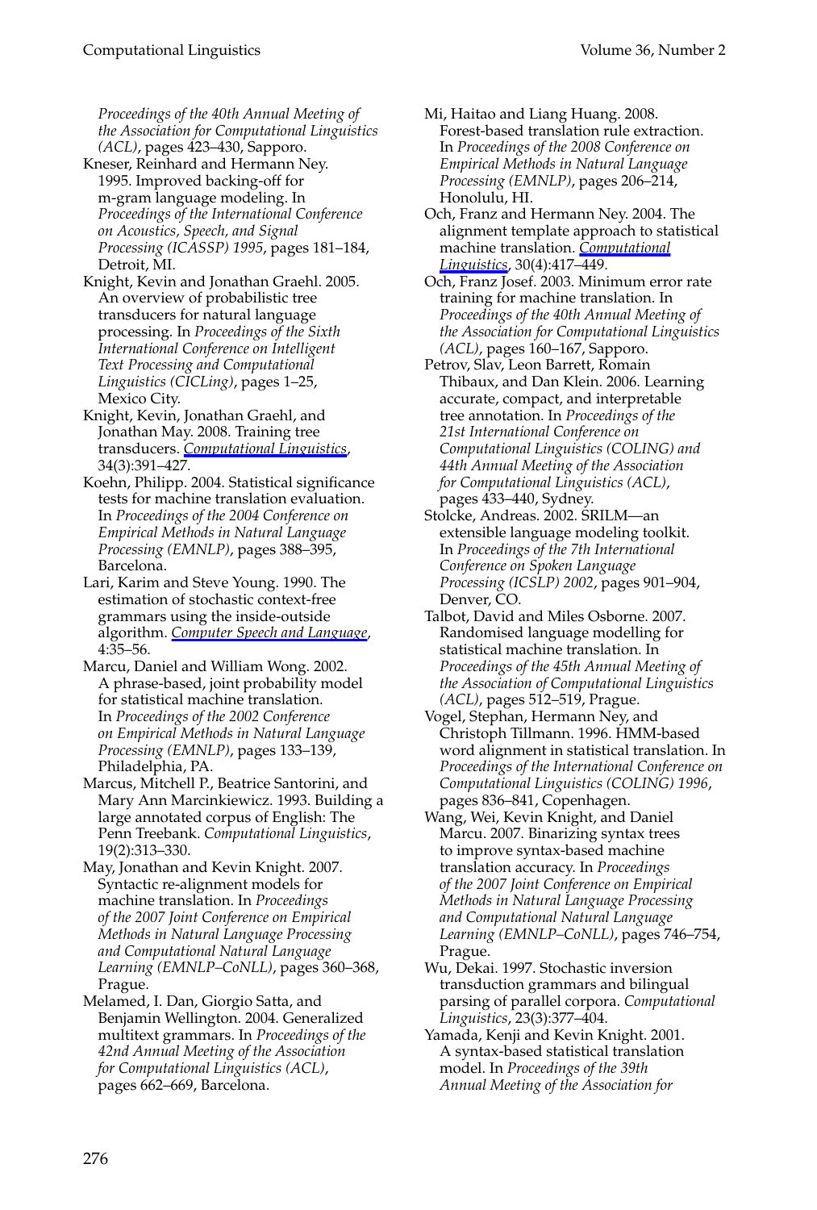*Proceedings of the 40th Annual Meeting of the Association for Computational Linguistics (ACL)*, pages 423–430, Sapporo.

Kneser, Reinhard and Hermann Ney. 1995. Improved backing-off for m-gram language modeling. In *Proceedings of the International Conference on Acoustics, Speech, and Signal Processing (ICASSP) 1995*, pages 181–184, Detroit, MI.

Knight, Kevin and Jonathan Graehl. 2005. An overview of probabilistic tree transducers for natural language processing. In *Proceedings of the Sixth International Conference on Intelligent Text Processing and Computational Linguistics (CICLing)*, pages 1–25, Mexico City.

Knight, Kevin, Jonathan Graehl, and Jonathan May. 2008. Training tree transducers. *Computational Linguistics*, 34(3):391–427.

Koehn, Philipp. 2004. Statistical significance tests for machine translation evaluation. In *Proceedings of the 2004 Conference on Empirical Methods in Natural Language Processing (EMNLP)*, pages 388–395, Barcelona.

Lari, Karim and Steve Young. 1990. The estimation of stochastic context-free grammars using the inside-outside algorithm. *Computer Speech and Language*, 4:35–56.

Marcu, Daniel and William Wong. 2002. A phrase-based, joint probability model for statistical machine translation. In *Proceedings of the 2002 Conference on Empirical Methods in Natural Language Processing (EMNLP)*, pages 133–139, Philadelphia, PA.

Marcus, Mitchell P., Beatrice Santorini, and Mary Ann Marcinkiewicz. 1993. Building a large annotated corpus of English: The Penn Treebank. *Computational Linguistics*, 19(2):313–330.

May, Jonathan and Kevin Knight. 2007. Syntactic re-alignment models for machine translation. In *Proceedings of the 2007 Joint Conference on Empirical Methods in Natural Language Processing and Computational Natural Language Learning (EMNLP–CoNLL)*, pages 360–368, Prague.

Melamed, I. Dan, Giorgio Satta, and Benjamin Wellington. 2004. Generalized multitext grammars. In *Proceedings of the 42nd Annual Meeting of the Association for Computational Linguistics (ACL)*, pages 662–669, Barcelona.

Mi, Haitao and Liang Huang. 2008. Forest-based translation rule extraction. In *Proceedings of the 2008 Conference on Empirical Methods in Natural Language Processing (EMNLP)*, pages 206–214, Honolulu, HI.

Och, Franz and Hermann Ney. 2004. The alignment template approach to statistical machine translation. *Computational Linguistics*, 30(4):417–449.

Och, Franz Josef. 2003. Minimum error rate training for machine translation. In *Proceedings of the 40th Annual Meeting of the Association for Computational Linguistics (ACL)*, pages 160–167, Sapporo.

Petrov, Slav, Leon Barrett, Romain Thibaux, and Dan Klein. 2006. Learning accurate, compact, and interpretable tree annotation. In *Proceedings of the 21st International Conference on Computational Linguistics (COLING) and 44th Annual Meeting of the Association for Computational Linguistics (ACL)*, pages 433–440, Sydney.

Stolcke, Andreas. 2002. SRILM—an extensible language modeling toolkit. In *Proceedings of the 7th International Conference on Spoken Language Processing (ICSLP) 2002*, pages 901–904, Denver, CO.

Talbot, David and Miles Osborne. 2007. Randomised language modelling for statistical machine translation. In *Proceedings of the 45th Annual Meeting of the Association for Computational Linguistics (ACL)*, pages 512–519, Prague.

Vogel, Stephan, Hermann Ney, and Christoph Tillmann. 1996. HMM-based word alignment in statistical translation. In *Proceedings of the International Conference on Computational Linguistics (COLING) 1996*, pages 836–841, Copenhagen.

Wang, Wei, Kevin Knight, and Daniel Marcu. 2007. Binarizing syntax trees to improve syntax-based machine translation accuracy. In *Proceedings of the 2007 Joint Conference on Empirical Methods in Natural Language Processing and Computational Natural Language Learning (EMNLP–CoNLL)*, pages 746–754, Prague.

Wu, Dekai. 1997. Stochastic inversion transduction grammars and bilingual parsing of parallel corpora. *Computational Linguistics*, 23(3):377–404.

Yamada, Kenji and Kevin Knight. 2001. A syntax-based statistical translation model. In *Proceedings of the 39th Annual Meeting of the Association for*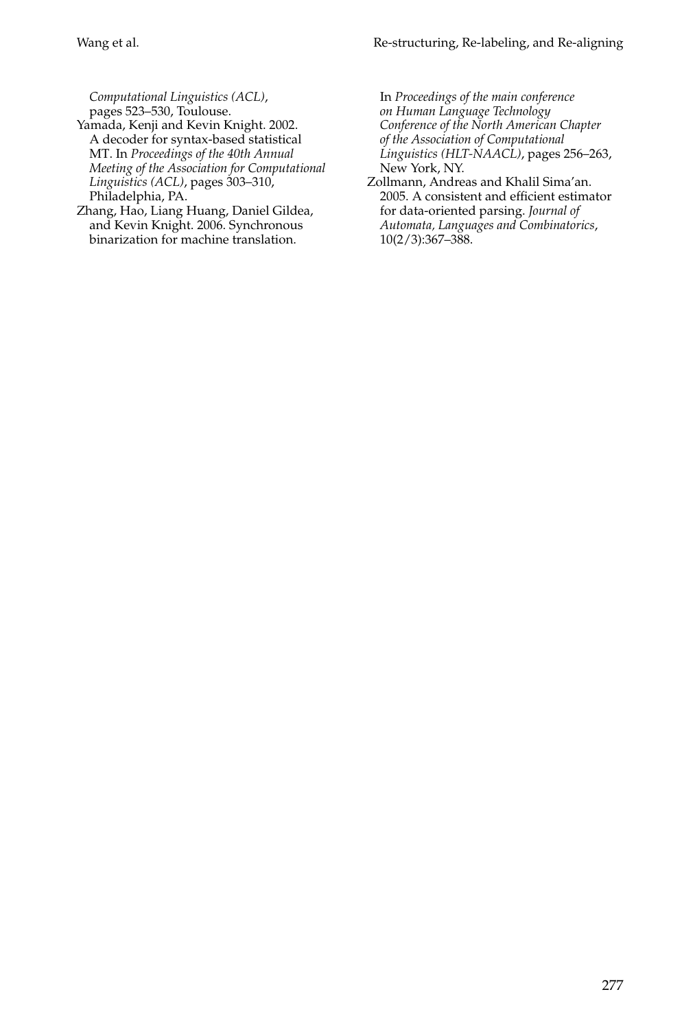*Computational Linguistics (ACL)*, pages 523–530, Toulouse.

Yamada, Kenji and Kevin Knight. 2002. A decoder for syntax-based statistical MT. In *Proceedings of the 40th Annual Meeting of the Association for Computational Linguistics (ACL)*, pages 303–310, Philadelphia, PA.

Zhang, Hao, Liang Huang, Daniel Gildea, and Kevin Knight. 2006. Synchronous binarization for machine translation. In *Proceedings of the main conference on Human Language Technology Conference of the North American Chapter of the Association of Computational Linguistics (HLT-NAACL)*, pages 256–263, New York, NY.

Zollmann, Andreas and Khalil Sima'an. 2005. A consistent and efficient estimator for data-oriented parsing. *Journal of Automata, Languages and Combinatorics*, 10(2/3):367–388.